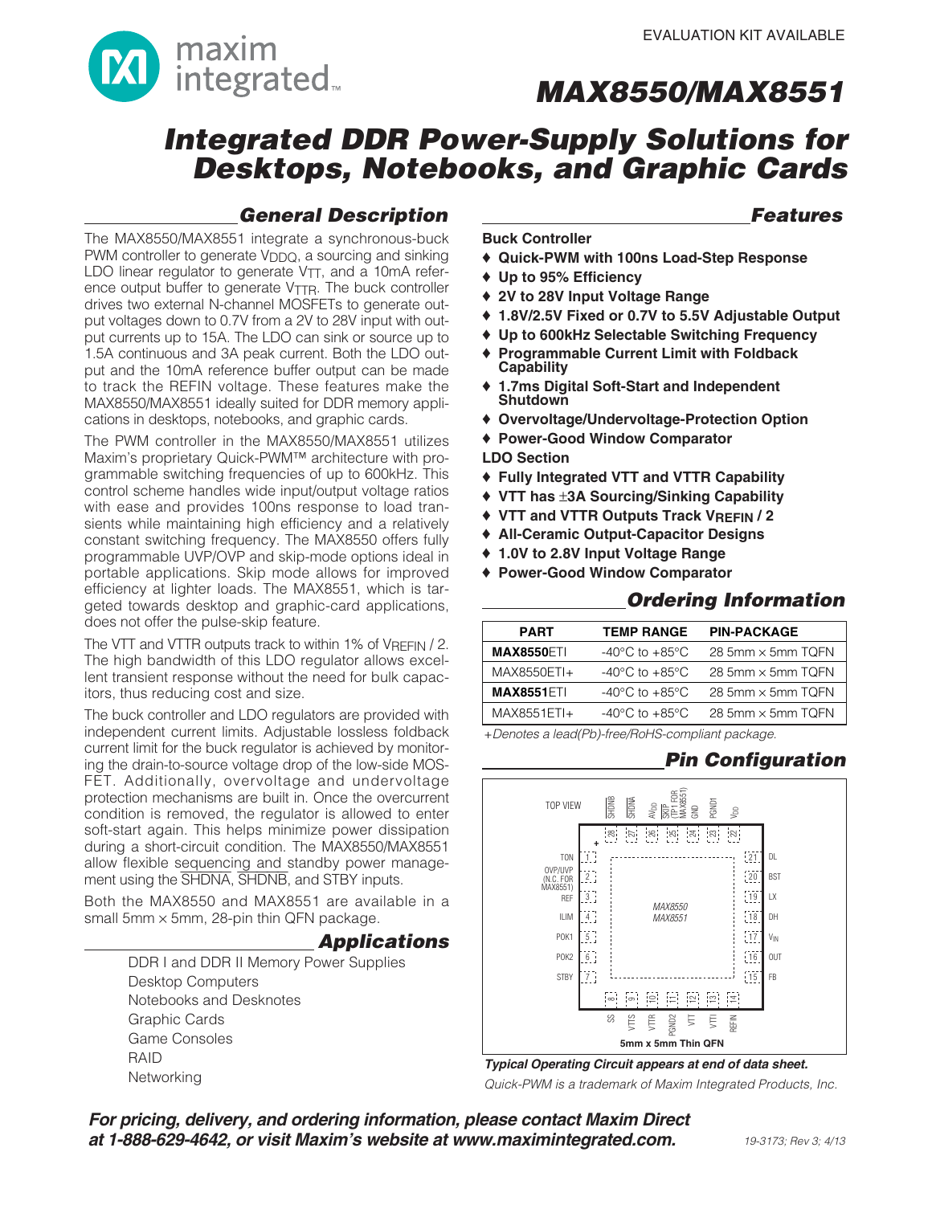EVALUATION KIT AVAILABLE

# MAX8550/MAX8551

## Integrated DDR Power-Supply Solutions for Desktops, Notebooks, and Graphic Cards

### General Description

The MAX8550/MAX8551 integrate a synchronous-buck PWM controller to generate $V_{DDQ}$, a sourcing and sinking LDO linear regulator to generate $V_{TT}$, and a 10mA reference output buffer to generate $V_{TTR}$. The buck controller drives two external N-channel MOSFETs to generate output voltages down to 0.7V from a 2V to 28V input with output currents up to 15A. The LDO can sink or source up to 1.5A continuous and 3A peak current. Both the LDO output and the 10mA reference buffer output can be made to track the REFIN voltage. These features make the MAX8550/MAX8551 ideally suited for DDR memory applications in desktops, notebooks, and graphic cards.

The PWM controller in the MAX8550/MAX8551 utilizes Maxim's proprietary Quick-PWM™ architecture with programmable switching frequencies of up to 600kHz. This control scheme handles wide input/output voltage ratios with ease and provides 100ns response to load transients while maintaining high efficiency and a relatively constant switching frequency. The MAX8550 offers fully programmable UVP/OVP and skip-mode options ideal in portable applications. Skip mode allows for improved efficiency at lighter loads. The MAX8551, which is targeted towards desktop and graphic-card applications, does not offer the pulse-skip feature.

The VTT and VTTR outputs track to within 1% of $V_{REFIN}$ / 2. The high bandwidth of this LDO regulator allows excellent transient response without the need for bulk capacitors, thus reducing cost and size.

The buck controller and LDO regulators are provided with independent current limits. Adjustable lossless foldback current limit for the buck regulator is achieved by monitoring the drain-to-source voltage drop of the low-side MOSFET. Additionally, overvoltage and undervoltage protection mechanisms are built in. Once the overcurrent condition is removed, the regulator is allowed to enter soft-start again. This helps minimize power dissipation during a short-circuit condition. The MAX8550/MAX8551 allow flexible sequencing and standby power management using the SHDNA, SHDNB, and STBY inputs.

Both the MAX8550 and MAX8551 are available in a small 5mm × 5mm, 28-pin thin QFN package.

### Applications

- DDR I and DDR II Memory Power Supplies
- Desktop Computers
- Notebooks and Desknotes
- Graphic Cards
- Game Consoles
- RAID
- Networking

### Features

**Buck Controller**

- ♦ **Quick-PWM with 100ns Load-Step Response**
- ♦ **Up to 95% Efficiency**
- ♦ **2V to 28V Input Voltage Range**
- ♦ **1.8V/2.5V Fixed or 0.7V to 5.5V Adjustable Output**
- ♦ **Up to 600kHz Selectable Switching Frequency**
- ♦ **Programmable Current Limit with Foldback Capability**
- ♦ **1.7ms Digital Soft-Start and Independent Shutdown**
- ♦ **Overvoltage/Undervoltage-Protection Option**
- ♦ **Power-Good Window Comparator**

**LDO Section**

- ♦ **Fully Integrated VTT and VTTR Capability**
- ♦ **VTT has ±3A Sourcing/Sinking Capability**
- ♦ **VTT and VTTR Outputs Track $V_{REFIN}$ / 2**
- ♦ **All-Ceramic Output-Capacitor Designs**
- ♦ **1.0V to 2.8V Input Voltage Range**
- ♦ **Power-Good Window Comparator**

### Ordering Information

| PART | TEMP RANGE | PIN-PACKAGE |
|---|---|---|
| **MAX8550**ETI | -40°C to +85°C | 28 5mm × 5mm TQFN |
| MAX8550ETI+ | -40°C to +85°C | 28 5mm × 5mm TQFN |
| **MAX8551**ETI | -40°C to +85°C | 28 5mm × 5mm TQFN |
| MAX8551ETI+ | -40°C to +85°C | 28 5mm × 5mm TQFN |

*+Denotes a lead(Pb)-free/RoHS-compliant package.*

### Pin Configuration

TOP VIEW — MAX8550/MAX8551, 5mm x 5mm Thin QFN

| Pin | Name | Pin | Name |
|---|---|---|---|
| 1 | TON | 15 | FB |
| 2 | OVP/UVP (N.C. FOR MAX8551) | 16 | OUT |
| 3 | REF | 17 | $V_{IN}$ |
| 4 | ILIM | 18 | DH |
| 5 | POK1 | 19 | LX |
| 6 | POK2 | 20 | BST |
| 7 | STBY | 21 | DL |
| 8 | SS | 22 | $V_{DD}$ |
| 9 | VTTS | 23 | PGND1 |
| 10 | VTTR | 24 | GND |
| 11 | PGND2 | 25 | SKIP (TP1 FOR MAX8551) |
| 12 | VTT | 26 | $AV_{DD}$ |
| 13 | VTTI | 27 | SHDNA |
| 14 | REFIN | 28 | SHDNB |

*Typical Operating Circuit appears at end of data sheet.*

*Quick-PWM is a trademark of Maxim Integrated Products, Inc.*

***For pricing, delivery, and ordering information, please contact Maxim Direct at 1-888-629-4642, or visit Maxim's website at www.maximintegrated.com.***

19-3173; Rev 3; 4/13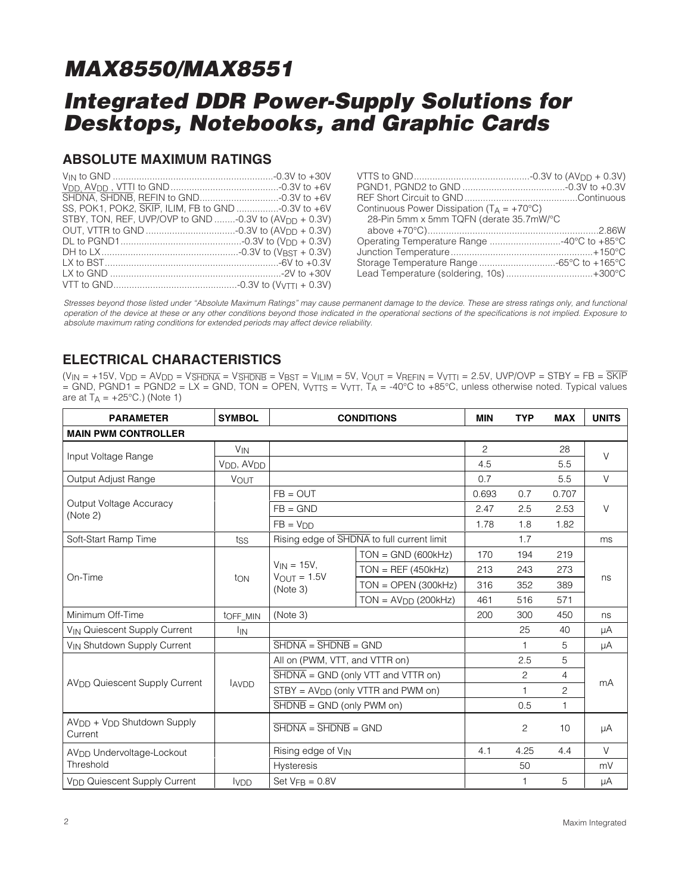# MAX8550/MAX8551

# Integrated DDR Power-Supply Solutions for Desktops, Notebooks, and Graphic Cards

## ABSOLUTE MAXIMUM RATINGS

$V_{IN}$ to GND ....................................................-0.3V to +30V
$V_{DD}$, $AV_{DD}$, VTTI to GND ....................................-0.3V to +6V
$\overline{SHDNA}$, $\overline{SHDNB}$, $\overline{REFIN}$ to GND ....................-0.3V to +6V
SS, POK1, POK2, $\overline{SKIP}$, ILIM, FB to GND ..............-0.3V to +6V
STBY, TON, REF, UVP/OVP to GND ........-0.3V to ($AV_{DD}$ + 0.3V)
OUT, VTTR to GND ................................-0.3V to ($AV_{DD}$ + 0.3V)
DL to PGND1 .........................................-0.3V to ($V_{DD}$ + 0.3V)
DH to LX ...............................................-0.3V to ($V_{BST}$ + 0.3V)
LX to BST ..................................................................-6V to +0.3V
LX to GND .................................................................-2V to +30V
VTT to GND ...........................................-0.3V to ($V_{VTTI}$ + 0.3V)
VTTS to GND ........................................-0.3V to ($AV_{DD}$ + 0.3V)
PGND1, PGND2 to GND ......................................-0.3V to +0.3V
REF Short Circuit to GND ...........................................Continuous
Continuous Power Dissipation ($T_A$ = +70°C)
28-Pin 5mm x 5mm TQFN (derate 35.7mW/°C above +70°C) ...........................................................2.86W
Operating Temperature Range ..........................-40°C to +85°C
Junction Temperature ......................................................+150°C
Storage Temperature Range ............................-65°C to +165°C
Lead Temperature (soldering, 10s) ................................+300°C

*Stresses beyond those listed under "Absolute Maximum Ratings" may cause permanent damage to the device. These are stress ratings only, and functional operation of the device at these or any other conditions beyond those indicated in the operational sections of the specifications is not implied. Exposure to absolute maximum rating conditions for extended periods may affect device reliability.*

## ELECTRICAL CHARACTERISTICS

($V_{IN}$ = +15V, $V_{DD}$ = $AV_{DD}$ = $V_{\overline{SHDNA}}$ = $V_{\overline{SHDNB}}$ = $V_{BST}$ = $V_{ILIM}$ = 5V, $V_{OUT}$ = $V_{REFIN}$ = $V_{VTTI}$ = 2.5V, UVP/OVP = STBY = FB = $\overline{SKIP}$ = GND, PGND1 = PGND2 = LX = GND, TON = OPEN, $V_{VTTS}$ = $V_{VTT}$, $T_A$ = -40°C to +85°C, unless otherwise noted. Typical values are at $T_A$ = +25°C.) (Note 1)

| PARAMETER | SYMBOL | CONDITIONS | | MIN | TYP | MAX | UNITS |
|---|---|---|---|---|---|---|---|
| **MAIN PWM CONTROLLER** | | | | | | | |
| Input Voltage Range | $V_{IN}$ | | | 2 | | 28 | V |
| | $V_{DD}$, $AV_{DD}$ | | | 4.5 | | 5.5 | |
| Output Adjust Range | $V_{OUT}$ | | | 0.7 | | 5.5 | V |
| Output Voltage Accuracy (Note 2) | | FB = OUT | | 0.693 | 0.7 | 0.707 | V |
| | | FB = GND | | 2.47 | 2.5 | 2.53 | |
| | | FB = $V_{DD}$ | | 1.78 | 1.8 | 1.82 | |
| Soft-Start Ramp Time | $t_{SS}$ | Rising edge of $\overline{SHDNA}$ to full current limit | | | 1.7 | | ms |
| On-Time | $t_{ON}$ | $V_{IN}$ = 15V, $V_{OUT}$ = 1.5V (Note 3) | TON = GND (600kHz) | 170 | 194 | 219 | ns |
| | | | TON = REF (450kHz) | 213 | 243 | 273 | |
| | | | TON = OPEN (300kHz) | 316 | 352 | 389 | |
| | | | TON = $AV_{DD}$ (200kHz) | 461 | 516 | 571 | |
| Minimum Off-Time | $t_{OFF\_MIN}$ | (Note 3) | | 200 | 300 | 450 | ns |
| $V_{IN}$ Quiescent Supply Current | $I_{IN}$ | | | | 25 | 40 | µA |
| $V_{IN}$ Shutdown Supply Current | | $\overline{SHDNA}$ = $\overline{SHDNB}$ = GND | | | 1 | 5 | µA |
| $AV_{DD}$ Quiescent Supply Current | $I_{AVDD}$ | All on (PWM, VTT, and VTTR on) | | | 2.5 | 5 | mA |
| | | $\overline{SHDNA}$ = GND (only VTT and VTTR on) | | | 2 | 4 | |
| | | STBY = $AV_{DD}$ (only VTTR and PWM on) | | | 1 | 2 | |
| | | $\overline{SHDNB}$ = GND (only PWM on) | | | 0.5 | 1 | |
| $AV_{DD}$ + $V_{DD}$ Shutdown Supply Current | | $\overline{SHDNA}$ = $\overline{SHDNB}$ = GND | | | 2 | 10 | µA |
| $AV_{DD}$ Undervoltage-Lockout Threshold | | Rising edge of $V_{IN}$ | | 4.1 | 4.25 | 4.4 | V |
| | | Hysteresis | | | 50 | | mV |
| $V_{DD}$ Quiescent Supply Current | $I_{VDD}$ | Set $V_{FB}$ = 0.8V | | | 1 | 5 | µA |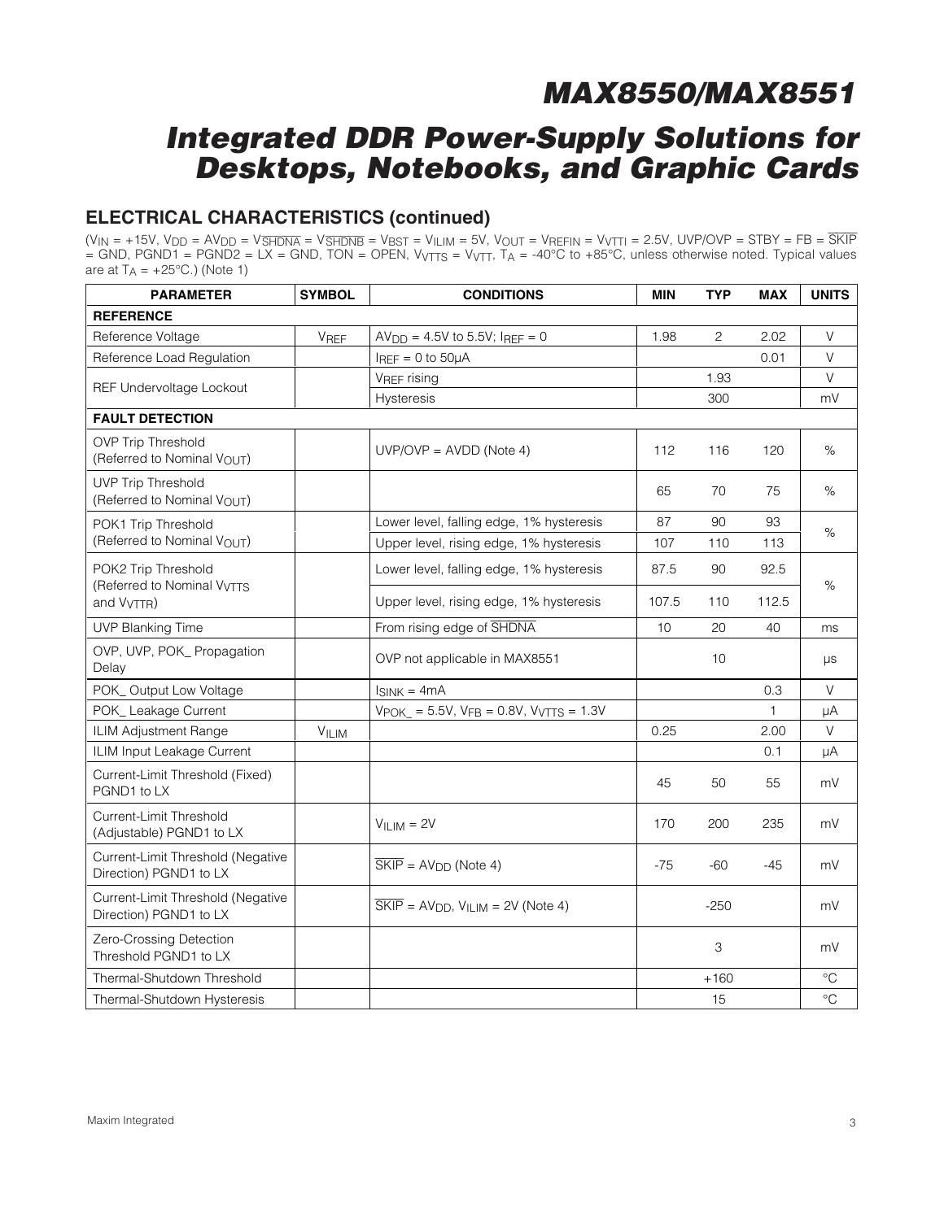## ELECTRICAL CHARACTERISTICS (continued)

($V_{IN}$ = +15V, $V_{DD}$ = $AV_{DD}$ = $V_{\overline{SHDNA}}$ = $V_{\overline{SHDNB}}$ = $V_{BST}$ = $V_{ILIM}$ = 5V, $V_{OUT}$ = $V_{REFIN}$ = $V_{VTTI}$ = 2.5V, UVP/OVP = STBY = FB = $\overline{SKIP}$ = GND, PGND1 = PGND2 = LX = GND, TON = OPEN, $V_{VTTS}$ = $V_{VTT}$, $T_A$ = -40°C to +85°C, unless otherwise noted. Typical values are at $T_A$ = +25°C.) (Note 1)

| PARAMETER | SYMBOL | CONDITIONS | MIN | TYP | MAX | UNITS |
|---|---|---|---|---|---|---|
| **REFERENCE** | | | | | | |
| Reference Voltage | $V_{REF}$ | $AV_{DD}$ = 4.5V to 5.5V; $I_{REF}$ = 0 | 1.98 | 2 | 2.02 | V |
| Reference Load Regulation | | $I_{REF}$ = 0 to 50µA | | | 0.01 | V |
| REF Undervoltage Lockout | | $V_{REF}$ rising | | 1.93 | | V |
| | | Hysteresis | | 300 | | mV |
| **FAULT DETECTION** | | | | | | |
| OVP Trip Threshold (Referred to Nominal $V_{OUT}$) | | UVP/OVP = AVDD (Note 4) | 112 | 116 | 120 | % |
| UVP Trip Threshold (Referred to Nominal $V_{OUT}$) | | | 65 | 70 | 75 | % |
| POK1 Trip Threshold (Referred to Nominal $V_{OUT}$) | | Lower level, falling edge, 1% hysteresis | 87 | 90 | 93 | % |
| | | Upper level, rising edge, 1% hysteresis | 107 | 110 | 113 | |
| POK2 Trip Threshold (Referred to Nominal $V_{VTTS}$ and $V_{VTTR}$) | | Lower level, falling edge, 1% hysteresis | 87.5 | 90 | 92.5 | % |
| | | Upper level, rising edge, 1% hysteresis | 107.5 | 110 | 112.5 | |
| UVP Blanking Time | | From rising edge of $\overline{SHDNA}$ | 10 | 20 | 40 | ms |
| OVP, UVP, POK_ Propagation Delay | | OVP not applicable in MAX8551 | | 10 | | µs |
| POK_ Output Low Voltage | | $I_{SINK}$ = 4mA | | | 0.3 | V |
| POK_ Leakage Current | | $V_{POK\_}$ = 5.5V, $V_{FB}$ = 0.8V, $V_{VTTS}$ = 1.3V | | | 1 | µA |
| ILIM Adjustment Range | $V_{ILIM}$ | | 0.25 | | 2.00 | V |
| ILIM Input Leakage Current | | | | | 0.1 | µA |
| Current-Limit Threshold (Fixed) PGND1 to LX | | | 45 | 50 | 55 | mV |
| Current-Limit Threshold (Adjustable) PGND1 to LX | | $V_{ILIM}$ = 2V | 170 | 200 | 235 | mV |
| Current-Limit Threshold (Negative Direction) PGND1 to LX | | $\overline{SKIP}$ = $AV_{DD}$ (Note 4) | -75 | -60 | -45 | mV |
| Current-Limit Threshold (Negative Direction) PGND1 to LX | | $\overline{SKIP}$ = $AV_{DD}$, $V_{ILIM}$ = 2V (Note 4) | | -250 | | mV |
| Zero-Crossing Detection Threshold PGND1 to LX | | | | 3 | | mV |
| Thermal-Shutdown Threshold | | | | +160 | | °C |
| Thermal-Shutdown Hysteresis | | | | 15 | | °C |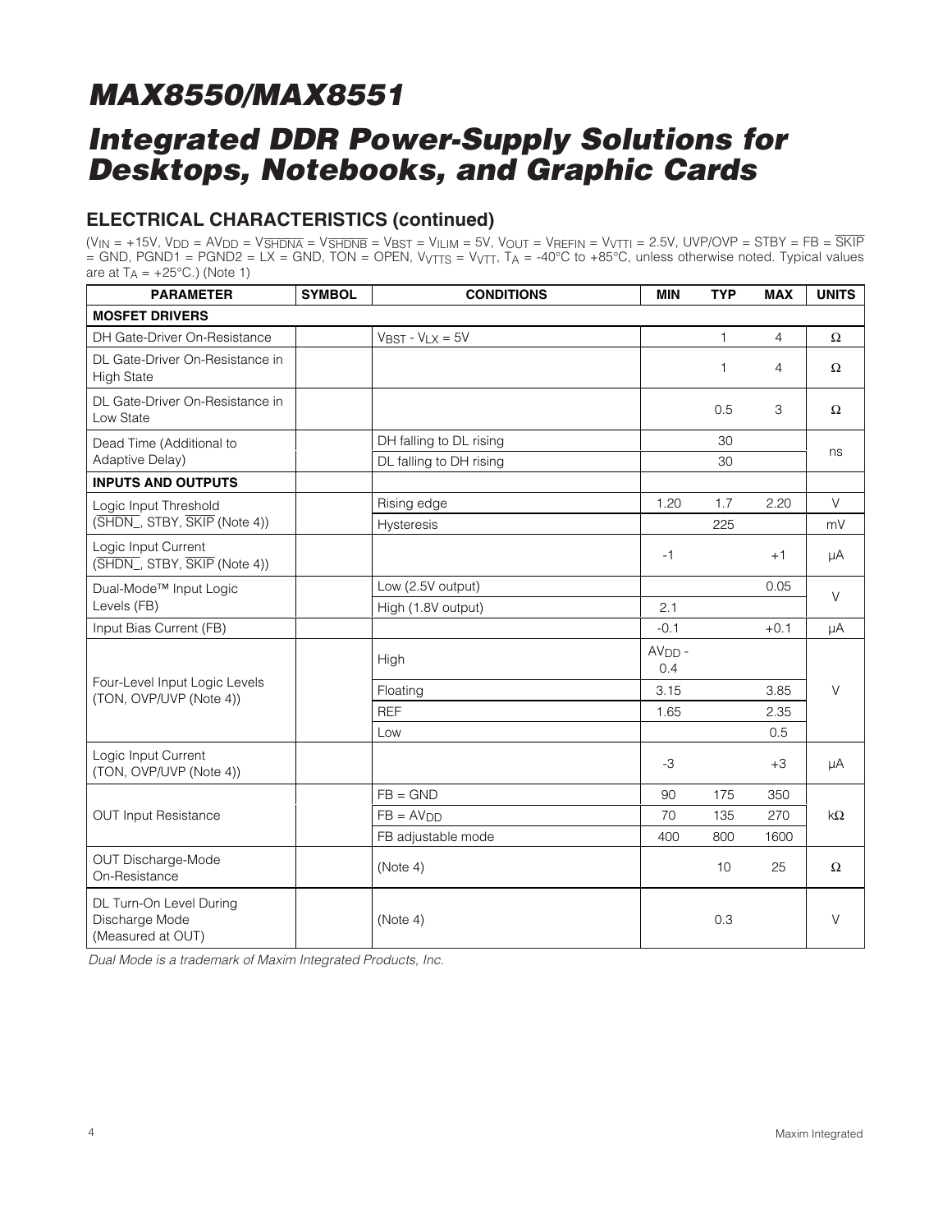# MAX8550/MAX8551

# Integrated DDR Power-Supply Solutions for Desktops, Notebooks, and Graphic Cards

## ELECTRICAL CHARACTERISTICS (continued)

($V_{IN}$ = +15V, $V_{DD}$ = $AV_{DD}$ = $V_{\overline{SHDNA}}$ = $V_{\overline{SHDNB}}$ = $V_{BST}$ = $V_{ILIM}$ = 5V, $V_{OUT}$ = $V_{REFIN}$ = $V_{VTTI}$ = 2.5V, UVP/OVP = STBY = FB = $\overline{SKIP}$ = GND, PGND1 = PGND2 = LX = GND, TON = OPEN, $V_{VTTS}$ = $V_{VTT}$, $T_A$ = -40°C to +85°C, unless otherwise noted. Typical values are at $T_A$ = +25°C.) (Note 1)

| PARAMETER | SYMBOL | CONDITIONS | MIN | TYP | MAX | UNITS |
|---|---|---|---|---|---|---|
| **MOSFET DRIVERS** | | | | | | |
| DH Gate-Driver On-Resistance | | $V_{BST}$ - $V_{LX}$ = 5V | | 1 | 4 | Ω |
| DL Gate-Driver On-Resistance in High State | | | | 1 | 4 | Ω |
| DL Gate-Driver On-Resistance in Low State | | | | 0.5 | 3 | Ω |
| Dead Time (Additional to Adaptive Delay) | | DH falling to DL rising | | 30 | | ns |
| | | DL falling to DH rising | | 30 | | |
| **INPUTS AND OUTPUTS** | | | | | | |
| Logic Input Threshold ($\overline{SHDN\_}$, STBY, $\overline{SKIP}$ (Note 4)) | | Rising edge | 1.20 | 1.7 | 2.20 | V |
| | | Hysteresis | | 225 | | mV |
| Logic Input Current ($\overline{SHDN\_}$, STBY, $\overline{SKIP}$ (Note 4)) | | | -1 | | +1 | µA |
| Dual-Mode™ Input Logic Levels (FB) | | Low (2.5V output) | | | 0.05 | V |
| | | High (1.8V output) | 2.1 | | | |
| Input Bias Current (FB) | | | -0.1 | | +0.1 | µA |
| Four-Level Input Logic Levels (TON, OVP/UVP (Note 4)) | | High | $AV_{DD}$ - 0.4 | | | V |
| | | Floating | 3.15 | | 3.85 | |
| | | REF | 1.65 | | 2.35 | |
| | | Low | | | 0.5 | |
| Logic Input Current (TON, OVP/UVP (Note 4)) | | | -3 | | +3 | µA |
| OUT Input Resistance | | FB = GND | 90 | 175 | 350 | kΩ |
| | | FB = $AV_{DD}$ | 70 | 135 | 270 | |
| | | FB adjustable mode | 400 | 800 | 1600 | |
| OUT Discharge-Mode On-Resistance | | (Note 4) | | 10 | 25 | Ω |
| DL Turn-On Level During Discharge Mode (Measured at OUT) | | (Note 4) | | 0.3 | | V |

*Dual Mode is a trademark of Maxim Integrated Products, Inc.*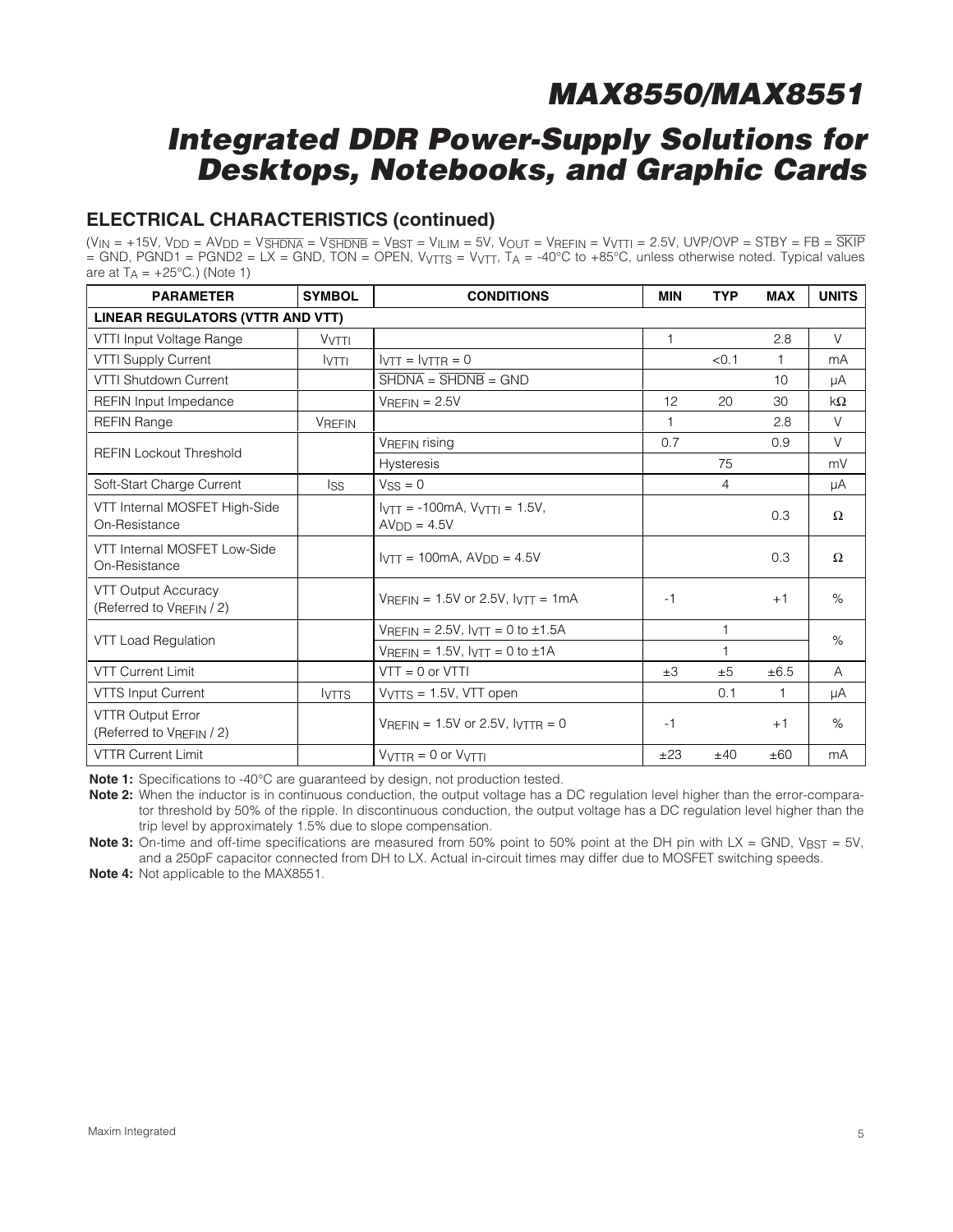## ELECTRICAL CHARACTERISTICS (continued)

($V_{IN}$ = +15V, $V_{DD}$ = $AV_{DD}$ = $V_{\overline{SHDNA}}$ = $V_{\overline{SHDNB}}$ = $V_{BST}$ = $V_{ILIM}$ = 5V, $V_{OUT}$ = $V_{REFIN}$ = $V_{VTTI}$ = 2.5V, UVP/OVP = STBY = FB = $\overline{SKIP}$ = GND, PGND1 = PGND2 = LX = GND, TON = OPEN, $V_{VTTS}$ = $V_{VTT}$, $T_A$ = -40°C to +85°C, unless otherwise noted. Typical values are at $T_A$ = +25°C.) (Note 1)

| PARAMETER | SYMBOL | CONDITIONS | MIN | TYP | MAX | UNITS |
|---|---|---|---|---|---|---|
| **LINEAR REGULATORS (VTTR AND VTT)** | | | | | | |
| VTTI Input Voltage Range | $V_{VTTI}$ | | 1 | | 2.8 | V |
| VTTI Supply Current | $I_{VTTI}$ | $I_{VTT}$ = $I_{VTTR}$ = 0 | | <0.1 | 1 | mA |
| VTTI Shutdown Current | | $\overline{SHDNA}$ = $\overline{SHDNB}$ = GND | | | 10 | µA |
| REFIN Input Impedance | | $V_{REFIN}$ = 2.5V | 12 | 20 | 30 | kΩ |
| REFIN Range | $V_{REFIN}$ | | 1 | | 2.8 | V |
| REFIN Lockout Threshold | | $V_{REFIN}$ rising | 0.7 | | 0.9 | V |
| | | Hysteresis | | 75 | | mV |
| Soft-Start Charge Current | $I_{SS}$ | $V_{SS}$ = 0 | | 4 | | µA |
| VTT Internal MOSFET High-Side On-Resistance | | $I_{VTT}$ = -100mA, $V_{VTTI}$ = 1.5V, $AV_{DD}$ = 4.5V | | | 0.3 | Ω |
| VTT Internal MOSFET Low-Side On-Resistance | | $I_{VTT}$ = 100mA, $AV_{DD}$ = 4.5V | | | 0.3 | Ω |
| VTT Output Accuracy (Referred to $V_{REFIN}$ / 2) | | $V_{REFIN}$ = 1.5V or 2.5V, $I_{VTT}$ = 1mA | -1 | | +1 | % |
| VTT Load Regulation | | $V_{REFIN}$ = 2.5V, $I_{VTT}$ = 0 to ±1.5A | | 1 | | % |
| | | $V_{REFIN}$ = 1.5V, $I_{VTT}$ = 0 to ±1A | | 1 | | |
| VTT Current Limit | | VTT = 0 or VTTI | ±3 | ±5 | ±6.5 | A |
| VTTS Input Current | $I_{VTTS}$ | $V_{VTTS}$ = 1.5V, VTT open | | 0.1 | 1 | µA |
| VTTR Output Error (Referred to $V_{REFIN}$ / 2) | | $V_{REFIN}$ = 1.5V or 2.5V, $I_{VTTR}$ = 0 | -1 | | +1 | % |
| VTTR Current Limit | | $V_{VTTR}$ = 0 or $V_{VTTI}$ | ±23 | ±40 | ±60 | mA |

**Note 1:** Specifications to -40°C are guaranteed by design, not production tested.

**Note 2:** When the inductor is in continuous conduction, the output voltage has a DC regulation level higher than the error-comparator threshold by 50% of the ripple. In discontinuous conduction, the output voltage has a DC regulation level higher than the trip level by approximately 1.5% due to slope compensation.

**Note 3:** On-time and off-time specifications are measured from 50% point to 50% point at the DH pin with LX = GND, $V_{BST}$ = 5V, and a 250pF capacitor connected from DH to LX. Actual in-circuit times may differ due to MOSFET switching speeds.

**Note 4:** Not applicable to the MAX8551.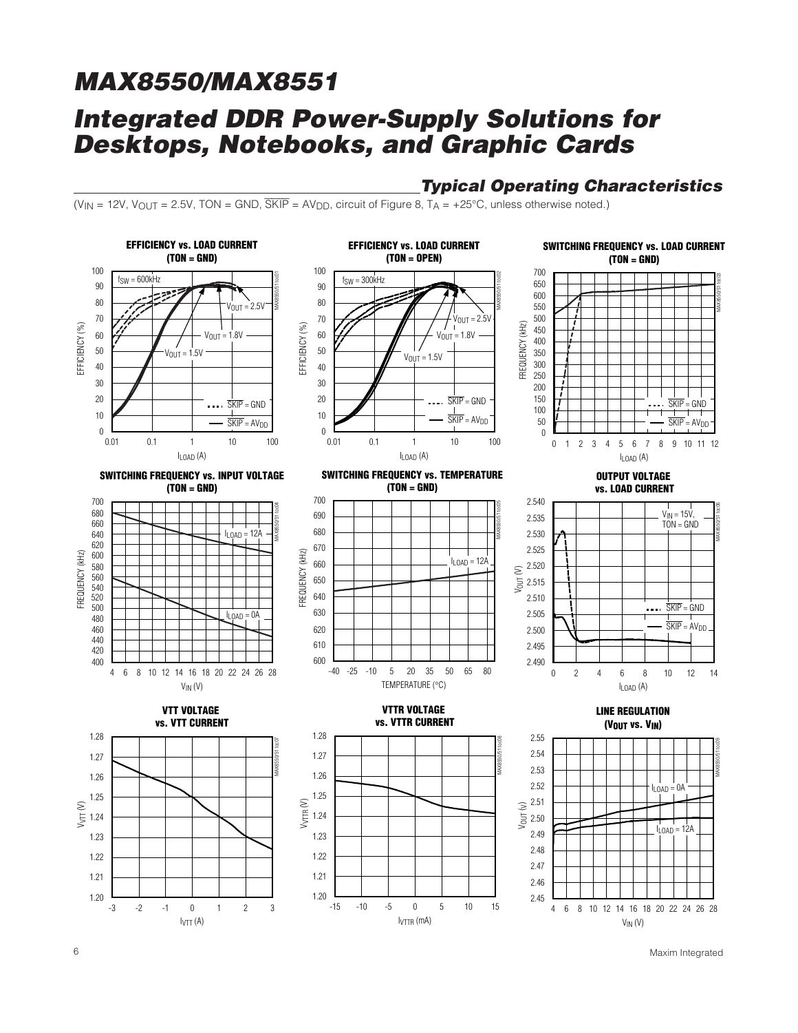## Typical Operating Characteristics

($V_{IN}$ = 12V, $V_{OUT}$ = 2.5V, TON = GND, $\overline{SKIP}$ = $AV_{DD}$, circuit of Figure 8, $T_A$ = +25°C, unless otherwise noted.)

**EFFICIENCY vs. LOAD CURRENT (TON = GND)**

**EFFICIENCY vs. LOAD CURRENT (TON = OPEN)**

**SWITCHING FREQUENCY vs. LOAD CURRENT (TON = GND)**

**SWITCHING FREQUENCY vs. INPUT VOLTAGE (TON = GND)**

**SWITCHING FREQUENCY vs. TEMPERATURE (TON = GND)**

**OUTPUT VOLTAGE vs. LOAD CURRENT**

**VTT VOLTAGE vs. VTT CURRENT**

**VTTR VOLTAGE vs. VTTR CURRENT**

**LINE REGULATION ($V_{OUT}$ vs. $V_{IN}$)**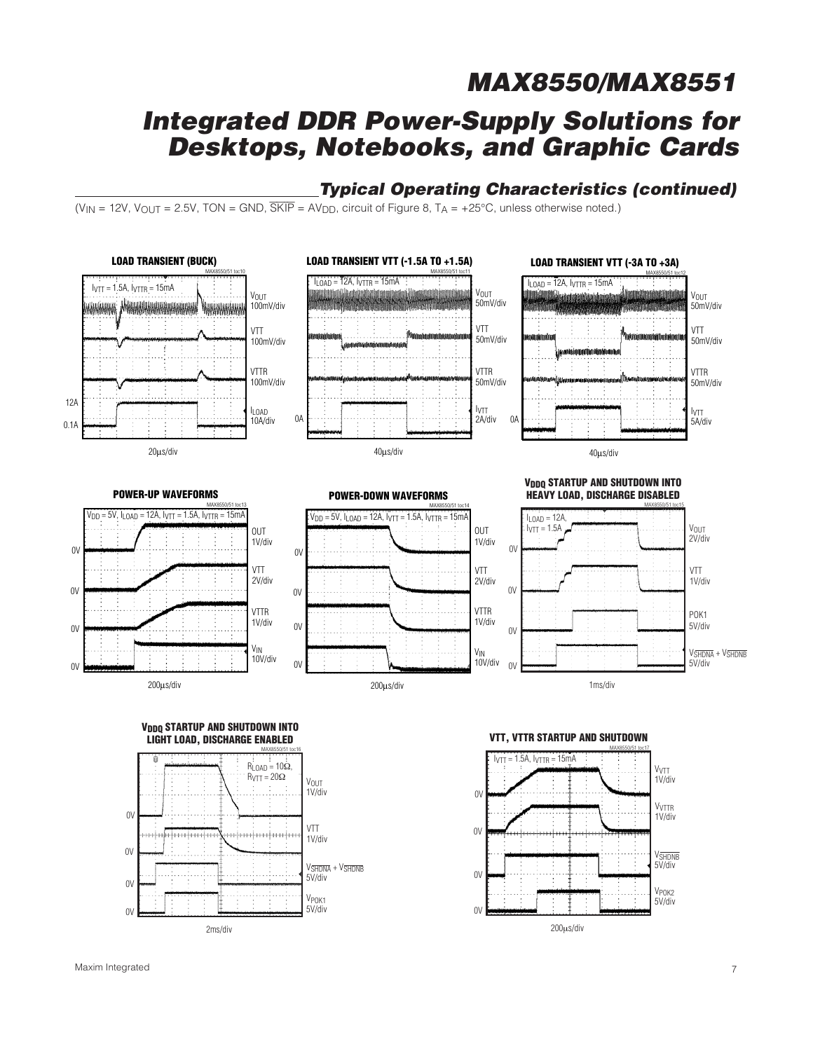## Typical Operating Characteristics (continued)

($V_{IN}$ = 12V, $V_{OUT}$ = 2.5V, TON = GND, $\overline{SKIP}$ = $AV_{DD}$, circuit of Figure 8, $T_A$ = +25°C, unless otherwise noted.)

**LOAD TRANSIENT (BUCK)**

MAX8550/51 toc10

$I_{VTT}$ = 1.5A, $I_{VTTR}$ = 15mA

$V_{OUT}$ 100mV/div

VTT 100mV/div

VTTR 100mV/div

$I_{LOAD}$ 10A/div

12A

0.1A

20µs/div

**LOAD TRANSIENT VTT (-1.5A TO +1.5A)**

MAX8550/51 toc11

$I_{LOAD}$ = 12A, $I_{VTTR}$ = 15mA

$V_{OUT}$ 50mV/div

VTT 50mV/div

VTTR 50mV/div

$I_{VTT}$ 2A/div

0A

40µs/div

**LOAD TRANSIENT VTT (-3A TO +3A)**

MAX8550/51 toc12

$I_{LOAD}$ = 12A, $I_{VTTR}$ = 15mA

$V_{OUT}$ 50mV/div

VTT 50mV/div

VTTR 50mV/div

$I_{VTT}$ 5A/div

0A

40µs/div

**POWER-UP WAVEFORMS**

MAX8550/51 toc13

$V_{DD}$ = 5V, $I_{LOAD}$ = 12A, $I_{VTT}$ = 1.5A, $I_{VTTR}$ = 15mA

OUT 1V/div

VTT 2V/div

VTTR 1V/div

$V_{IN}$ 10V/div

0V

200µs/div

**POWER-DOWN WAVEFORMS**

MAX8550/51 toc14

$V_{DD}$ = 5V, $I_{LOAD}$ = 12A, $I_{VTT}$ = 1.5A, $I_{VTTR}$ = 15mA

OUT 1V/div

VTT 2V/div

VTTR 1V/div

$V_{IN}$ 10V/div

0V

200µs/div

**$V_{DDQ}$ STARTUP AND SHUTDOWN INTO HEAVY LOAD, DISCHARGE DISABLED**

MAX8550/51 toc15

$I_{LOAD}$ = 12A, $I_{VTT}$ = 1.5A

$V_{OUT}$ 2V/div

VTT 1V/div

POK1 5V/div

$V_{\overline{SHDNA}}$ + $V_{\overline{SHDNB}}$ 5V/div

0V

1ms/div

**$V_{DDQ}$ STARTUP AND SHUTDOWN INTO LIGHT LOAD, DISCHARGE ENABLED**

MAX8550/51 toc16

$R_{LOAD}$ = 10Ω, $R_{VTT}$ = 20Ω

$V_{OUT}$ 1V/div

VTT 1V/div

$V_{\overline{SHDNA}}$ + $V_{\overline{SHDNB}}$ 5V/div

$V_{POK1}$ 5V/div

0V

2ms/div

**VTT, VTTR STARTUP AND SHUTDOWN**

MAX8550/51 toc17

$I_{VTT}$ = 1.5A, $I_{VTTR}$ = 15mA

$V_{VTT}$ 1V/div

$V_{VTTR}$ 1V/div

$V_{\overline{SHDNB}}$ 5V/div

$V_{POK2}$ 5V/div

0V

200µs/div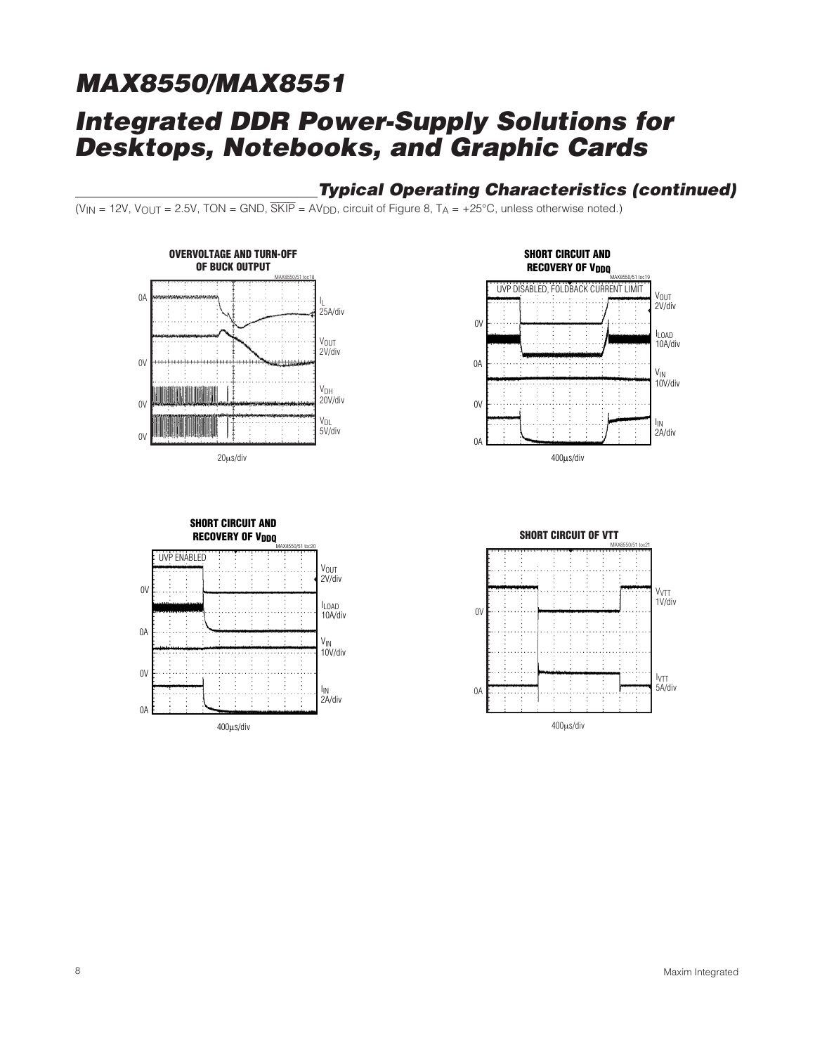## Typical Operating Characteristics (continued)

($V_{IN}$ = 12V, $V_{OUT}$ = 2.5V, TON = GND, $\overline{SKIP}$ = $AV_{DD}$, circuit of Figure 8, $T_A$ = +25°C, unless otherwise noted.)

**OVERVOLTAGE AND TURN-OFF OF BUCK OUTPUT**

MAX8550/51 toc18

$I_L$ 25A/div

$V_{OUT}$ 2V/div

$V_{DH}$ 20V/div

$V_{DL}$ 5V/div

20μs/div

**SHORT CIRCUIT AND RECOVERY OF $V_{DDQ}$**

MAX8550/51 toc19

UVP DISABLED, FOLDBACK CURRENT LIMIT

$V_{OUT}$ 2V/div

$I_{LOAD}$ 10A/div

$V_{IN}$ 10V/div

$I_{IN}$ 2A/div

400μs/div

**SHORT CIRCUIT AND RECOVERY OF $V_{DDQ}$**

MAX8550/51 toc20

UVP ENABLED

$V_{OUT}$ 2V/div

$I_{LOAD}$ 10A/div

$V_{IN}$ 10V/div

$I_{IN}$ 2A/div

400μs/div

**SHORT CIRCUIT OF VTT**

MAX8550/51 toc21

$V_{VTT}$ 1V/div

$I_{VTT}$ 5A/div

400μs/div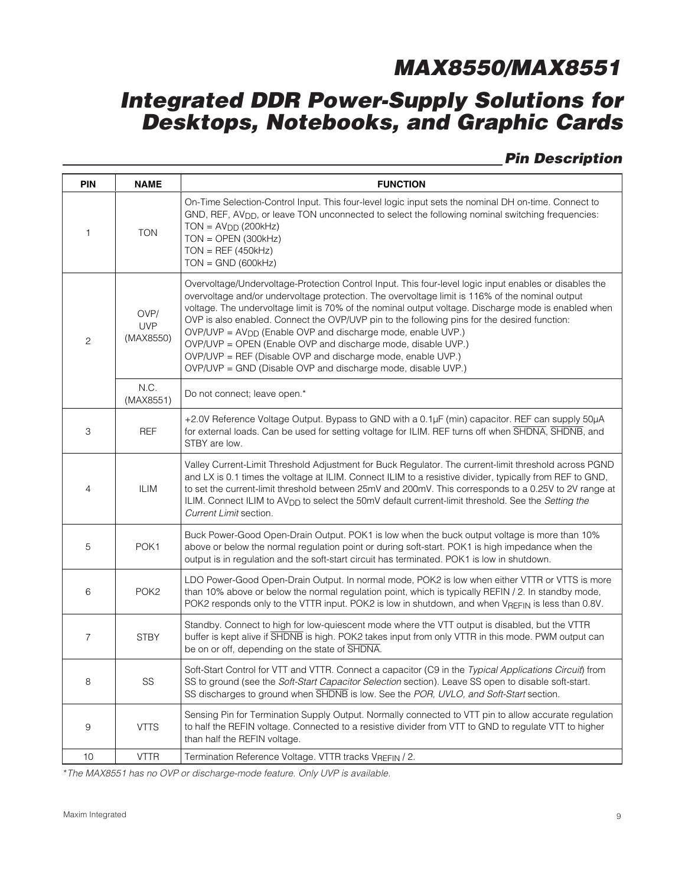## Pin Description

| PIN | NAME | FUNCTION |
|---|---|---|
| 1 | TON | On-Time Selection-Control Input. This four-level logic input sets the nominal DH on-time. Connect to GND, REF, $AV_{DD}$, or leave TON unconnected to select the following nominal switching frequencies:<br>TON = $AV_{DD}$ (200kHz)<br>TON = OPEN (300kHz)<br>TON = REF (450kHz)<br>TON = GND (600kHz) |
| 2 | OVP/UVP (MAX8550) | Overvoltage/Undervoltage-Protection Control Input. This four-level logic input enables or disables the overvoltage and/or undervoltage protection. The overvoltage limit is 116% of the nominal output voltage. The undervoltage limit is 70% of the nominal output voltage. Discharge mode is enabled when OVP is also enabled. Connect the OVP/UVP pin to the following pins for the desired function:<br>OVP/UVP = $AV_{DD}$ (Enable OVP and discharge mode, enable UVP.)<br>OVP/UVP = OPEN (Enable OVP and discharge mode, disable UVP.)<br>OVP/UVP = REF (Disable OVP and discharge mode, enable UVP.)<br>OVP/UVP = GND (Disable OVP and discharge mode, disable UVP.) |
| | N.C. (MAX8551) | Do not connect; leave open.* |
| 3 | REF | +2.0V Reference Voltage Output. Bypass to GND with a 0.1µF (min) capacitor. REF can supply 50µA for external loads. Can be used for setting voltage for ILIM. REF turns off when $\overline{SHDNA}$, $\overline{SHDNB}$, and STBY are low. |
| 4 | ILIM | Valley Current-Limit Threshold Adjustment for Buck Regulator. The current-limit threshold across PGND and LX is 0.1 times the voltage at ILIM. Connect ILIM to a resistive divider, typically from REF to GND, to set the current-limit threshold between 25mV and 200mV. This corresponds to a 0.25V to 2V range at ILIM. Connect ILIM to $AV_{DD}$ to select the 50mV default current-limit threshold. See the *Setting the Current Limit* section. |
| 5 | POK1 | Buck Power-Good Open-Drain Output. POK1 is low when the buck output voltage is more than 10% above or below the normal regulation point or during soft-start. POK1 is high impedance when the output is in regulation and the soft-start circuit has terminated. POK1 is low in shutdown. |
| 6 | POK2 | LDO Power-Good Open-Drain Output. In normal mode, POK2 is low when either VTTR or VTTS is more than 10% above or below the normal regulation point, which is typically REFIN / 2. In standby mode, POK2 responds only to the VTTR input. POK2 is low in shutdown, and when $V_{REFIN}$ is less than 0.8V. |
| 7 | STBY | Standby. Connect to high for low-quiescent mode where the VTT output is disabled, but the VTTR buffer is kept alive if $\overline{SHDNB}$ is high. POK2 takes input from only VTTR in this mode. PWM output can be on or off, depending on the state of $\overline{SHDNA}$. |
| 8 | SS | Soft-Start Control for VTT and VTTR. Connect a capacitor (C9 in the *Typical Applications Circuit*) from SS to ground (see the *Soft-Start Capacitor Selection* section). Leave SS open to disable soft-start. SS discharges to ground when $\overline{SHDNB}$ is low. See the *POR, UVLO, and Soft-Start* section. |
| 9 | VTTS | Sensing Pin for Termination Supply Output. Normally connected to VTT pin to allow accurate regulation to half the REFIN voltage. Connected to a resistive divider from VTT to GND to regulate VTT to higher than half the REFIN voltage. |
| 10 | VTTR | Termination Reference Voltage. VTTR tracks $V_{REFIN}$ / 2. |

**The MAX8551 has no OVP or discharge-mode feature. Only UVP is available.*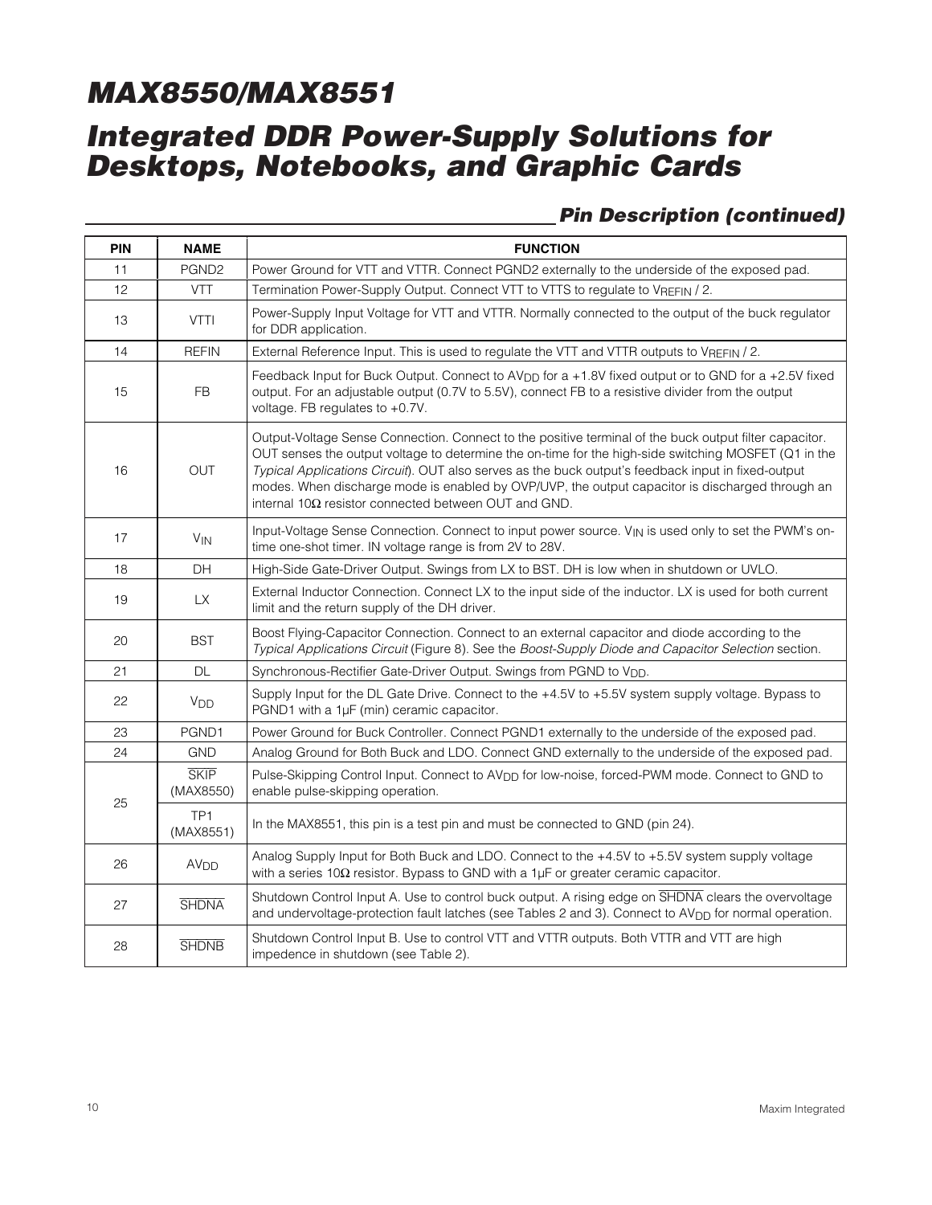## Pin Description (continued)

| PIN | NAME | FUNCTION |
|---|---|---|
| 11 | PGND2 | Power Ground for VTT and VTTR. Connect PGND2 externally to the underside of the exposed pad. |
| 12 | VTT | Termination Power-Supply Output. Connect VTT to VTTS to regulate to $V_{REFIN}$ / 2. |
| 13 | VTTI | Power-Supply Input Voltage for VTT and VTTR. Normally connected to the output of the buck regulator for DDR application. |
| 14 | REFIN | External Reference Input. This is used to regulate the VTT and VTTR outputs to $V_{REFIN}$ / 2. |
| 15 | FB | Feedback Input for Buck Output. Connect to $AV_{DD}$ for a +1.8V fixed output or to GND for a +2.5V fixed output. For an adjustable output (0.7V to 5.5V), connect FB to a resistive divider from the output voltage. FB regulates to +0.7V. |
| 16 | OUT | Output-Voltage Sense Connection. Connect to the positive terminal of the buck output filter capacitor. OUT senses the output voltage to determine the on-time for the high-side switching MOSFET (Q1 in the *Typical Applications Circuit*). OUT also serves as the buck output's feedback input in fixed-output modes. When discharge mode is enabled by OVP/UVP, the output capacitor is discharged through an internal 10Ω resistor connected between OUT and GND. |
| 17 | $V_{IN}$ | Input-Voltage Sense Connection. Connect to input power source. $V_{IN}$ is used only to set the PWM's on-time one-shot timer. IN voltage range is from 2V to 28V. |
| 18 | DH | High-Side Gate-Driver Output. Swings from LX to BST. DH is low when in shutdown or UVLO. |
| 19 | LX | External Inductor Connection. Connect LX to the input side of the inductor. LX is used for both current limit and the return supply of the DH driver. |
| 20 | BST | Boost Flying-Capacitor Connection. Connect to an external capacitor and diode according to the *Typical Applications Circuit* (Figure 8). See the *Boost-Supply Diode and Capacitor Selection* section. |
| 21 | DL | Synchronous-Rectifier Gate-Driver Output. Swings from PGND to $V_{DD}$. |
| 22 | $V_{DD}$ | Supply Input for the DL Gate Drive. Connect to the +4.5V to +5.5V system supply voltage. Bypass to PGND1 with a 1µF (min) ceramic capacitor. |
| 23 | PGND1 | Power Ground for Buck Controller. Connect PGND1 externally to the underside of the exposed pad. |
| 24 | GND | Analog Ground for Both Buck and LDO. Connect GND externally to the underside of the exposed pad. |
| 25 | $\overline{SKIP}$ (MAX8550) | Pulse-Skipping Control Input. Connect to $AV_{DD}$ for low-noise, forced-PWM mode. Connect to GND to enable pulse-skipping operation. |
| | TP1 (MAX8551) | In the MAX8551, this pin is a test pin and must be connected to GND (pin 24). |
| 26 | $AV_{DD}$ | Analog Supply Input for Both Buck and LDO. Connect to the +4.5V to +5.5V system supply voltage with a series 10Ω resistor. Bypass to GND with a 1µF or greater ceramic capacitor. |
| 27 | $\overline{SHDNA}$ | Shutdown Control Input A. Use to control buck output. A rising edge on $\overline{SHDNA}$ clears the overvoltage and undervoltage-protection fault latches (see Tables 2 and 3). Connect to $AV_{DD}$ for normal operation. |
| 28 | $\overline{SHDNB}$ | Shutdown Control Input B. Use to control VTT and VTTR outputs. Both VTTR and VTT are high impedence in shutdown (see Table 2). |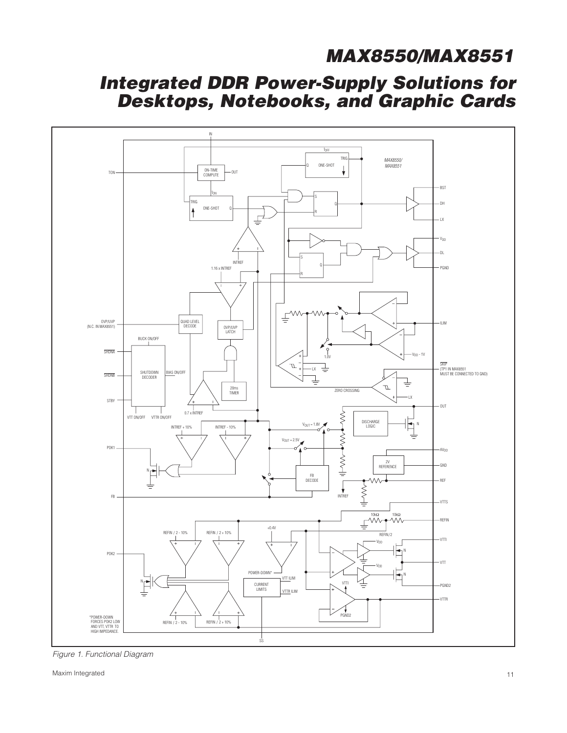Figure 1. Functional Diagram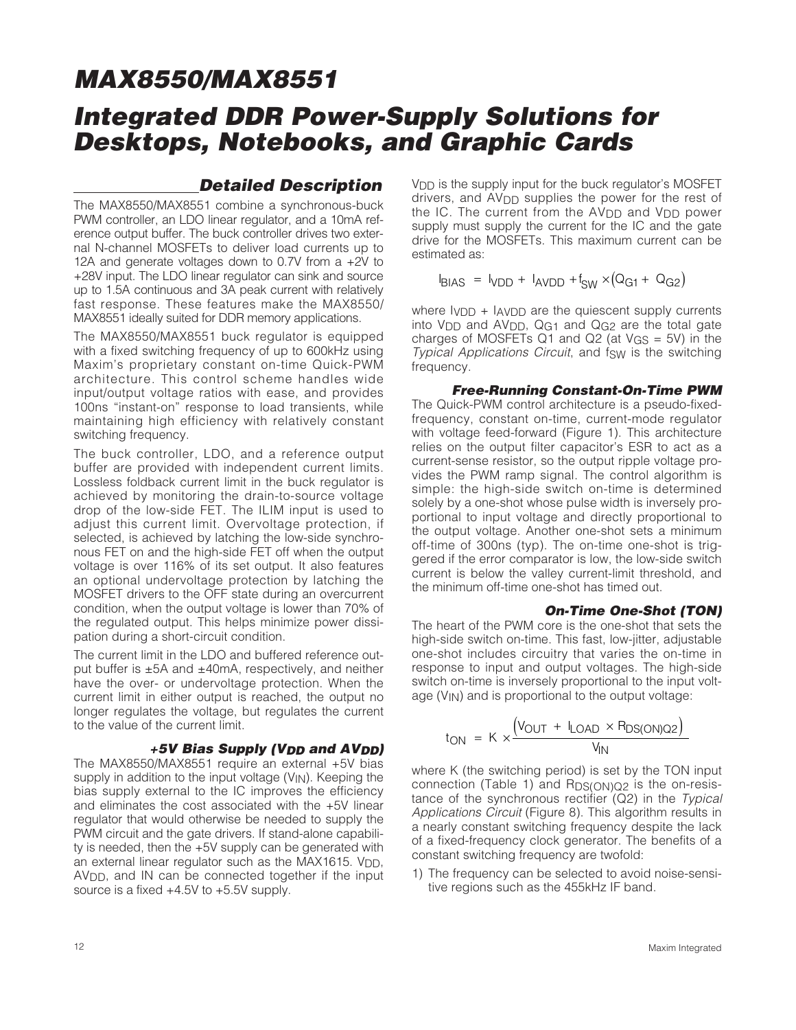## Detailed Description

The MAX8550/MAX8551 combine a synchronous-buck PWM controller, an LDO linear regulator, and a 10mA reference output buffer. The buck controller drives two external N-channel MOSFETs to deliver load currents up to 12A and generate voltages down to 0.7V from a +2V to +28V input. The LDO linear regulator can sink and source up to 1.5A continuous and 3A peak current with relatively fast response. These features make the MAX8550/MAX8551 ideally suited for DDR memory applications.

The MAX8550/MAX8551 buck regulator is equipped with a fixed switching frequency of up to 600kHz using Maxim's proprietary constant on-time Quick-PWM architecture. This control scheme handles wide input/output voltage ratios with ease, and provides 100ns "instant-on" response to load transients, while maintaining high efficiency with relatively constant switching frequency.

The buck controller, LDO, and a reference output buffer are provided with independent current limits. Lossless foldback current limit in the buck regulator is achieved by monitoring the drain-to-source voltage drop of the low-side FET. The ILIM input is used to adjust this current limit. Overvoltage protection, if selected, is achieved by latching the low-side synchronous FET on and the high-side FET off when the output voltage is over 116% of its set output. It also features an optional undervoltage protection by latching the MOSFET drivers to the OFF state during an overcurrent condition, when the output voltage is lower than 70% of the regulated output. This helps minimize power dissipation during a short-circuit condition.

The current limit in the LDO and buffered reference output buffer is ±5A and ±40mA, respectively, and neither have the over- or undervoltage protection. When the current limit in either output is reached, the output no longer regulates the voltage, but regulates the current to the value of the current limit.

### +5V Bias Supply ($V_{DD}$ and $AV_{DD}$)

The MAX8550/MAX8551 require an external +5V bias supply in addition to the input voltage ($V_{IN}$). Keeping the bias supply external to the IC improves the efficiency and eliminates the cost associated with the +5V linear regulator that would otherwise be needed to supply the PWM circuit and the gate drivers. If stand-alone capability is needed, then the +5V supply can be generated with an external linear regulator such as the MAX1615. $V_{DD}$, $AV_{DD}$, and IN can be connected together if the input source is a fixed +4.5V to +5.5V supply.

$V_{DD}$ is the supply input for the buck regulator's MOSFET drivers, and $AV_{DD}$ supplies the power for the rest of the IC. The current from the $AV_{DD}$ and $V_{DD}$ power supply must supply the current for the IC and the gate drive for the MOSFETs. This maximum current can be estimated as:

$$I_{BIAS} = I_{VDD} + I_{AVDD} + f_{SW} \times (Q_{G1} + Q_{G2})$$

where $I_{VDD}$ + $I_{AVDD}$ are the quiescent supply currents into $V_{DD}$ and $AV_{DD}$, $Q_{G1}$ and $Q_{G2}$ are the total gate charges of MOSFETs Q1 and Q2 (at $V_{GS}$ = 5V) in the *Typical Applications Circuit*, and $f_{SW}$ is the switching frequency.

### Free-Running Constant-On-Time PWM

The Quick-PWM control architecture is a pseudo-fixed-frequency, constant on-time, current-mode regulator with voltage feed-forward (Figure 1). This architecture relies on the output filter capacitor's ESR to act as a current-sense resistor, so the output ripple voltage provides the PWM ramp signal. The control algorithm is simple: the high-side switch on-time is determined solely by a one-shot whose pulse width is inversely proportional to input voltage and directly proportional to the output voltage. Another one-shot sets a minimum off-time of 300ns (typ). The on-time one-shot is triggered if the error comparator is low, the low-side switch current is below the valley current-limit threshold, and the minimum off-time one-shot has timed out.

### On-Time One-Shot (TON)

The heart of the PWM core is the one-shot that sets the high-side switch on-time. This fast, low-jitter, adjustable one-shot includes circuitry that varies the on-time in response to input and output voltages. The high-side switch on-time is inversely proportional to the input voltage ($V_{IN}$) and is proportional to the output voltage:

$$t_{ON} = K \times \frac{(V_{OUT} + I_{LOAD} \times R_{DS(ON)Q2})}{V_{IN}}$$

where K (the switching period) is set by the TON input connection (Table 1) and $R_{DS(ON)Q2}$ is the on-resistance of the synchronous rectifier (Q2) in the *Typical Applications Circuit* (Figure 8). This algorithm results in a nearly constant switching frequency despite the lack of a fixed-frequency clock generator. The benefits of a constant switching frequency are twofold:

1) The frequency can be selected to avoid noise-sensitive regions such as the 455kHz IF band.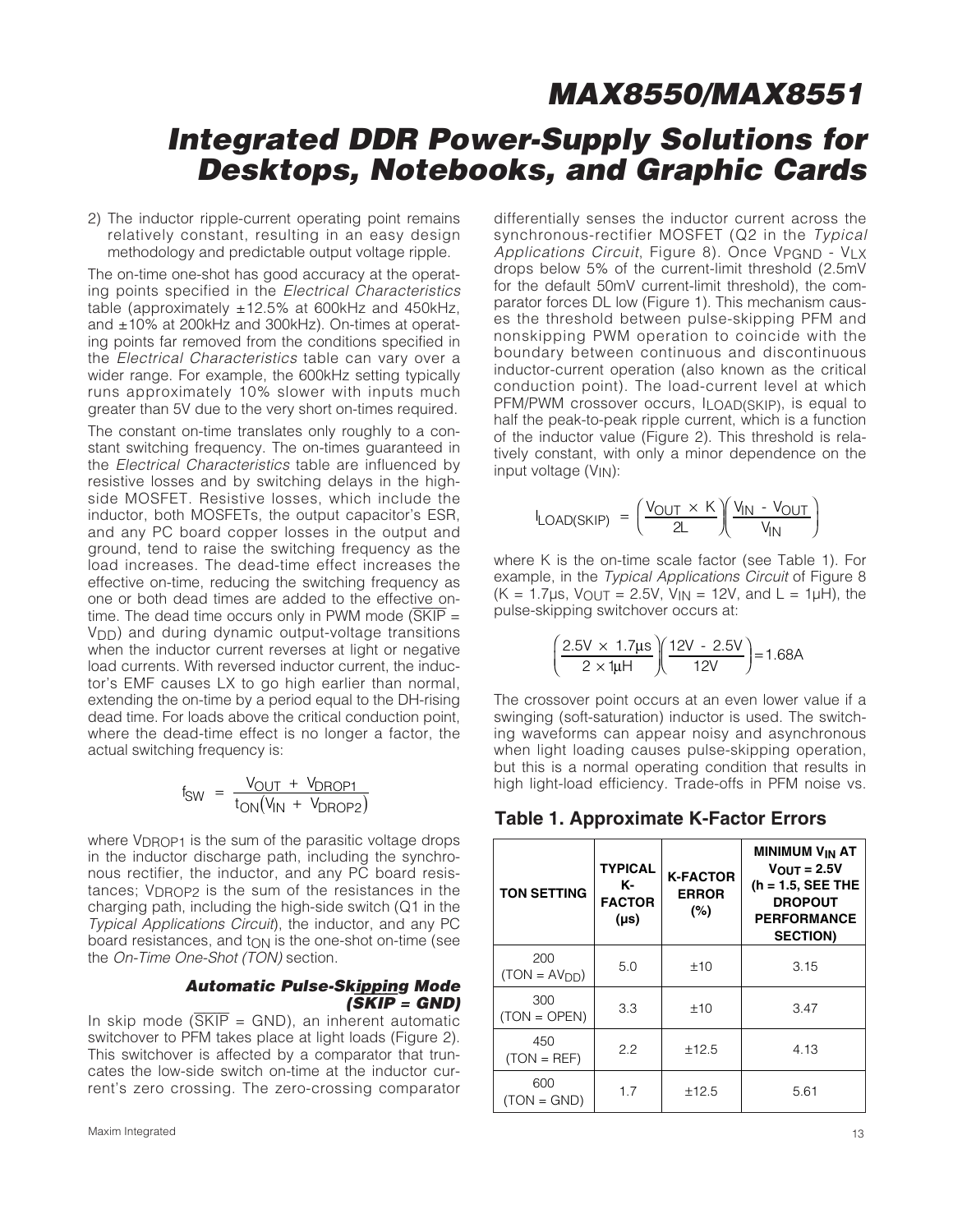2) The inductor ripple-current operating point remains relatively constant, resulting in an easy design methodology and predictable output voltage ripple.

The on-time one-shot has good accuracy at the operating points specified in the *Electrical Characteristics* table (approximately ±12.5% at 600kHz and 450kHz, and ±10% at 200kHz and 300kHz). On-times at operating points far removed from the conditions specified in the *Electrical Characteristics* table can vary over a wider range. For example, the 600kHz setting typically runs approximately 10% slower with inputs much greater than 5V due to the very short on-times required.

The constant on-time translates only roughly to a constant switching frequency. The on-times guaranteed in the *Electrical Characteristics* table are influenced by resistive losses and by switching delays in the high-side MOSFET. Resistive losses, which include the inductor, both MOSFETs, the output capacitor's ESR, and any PC board copper losses in the output and ground, tend to raise the switching frequency as the load increases. The dead-time effect increases the effective on-time, reducing the switching frequency as one or both dead times are added to the effective on-time. The dead time occurs only in PWM mode ($\overline{SKIP}$ = $V_{DD}$) and during dynamic output-voltage transitions when the inductor current reverses at light or negative load currents. With reversed inductor current, the inductor's EMF causes LX to go high earlier than normal, extending the on-time by a period equal to the DH-rising dead time. For loads above the critical conduction point, where the dead-time effect is no longer a factor, the actual switching frequency is:

$$f_{SW} = \frac{V_{OUT} + V_{DROP1}}{t_{ON}(V_{IN} + V_{DROP2})}$$

where $V_{DROP1}$ is the sum of the parasitic voltage drops in the inductor discharge path, including the synchronous rectifier, the inductor, and any PC board resistances; $V_{DROP2}$ is the sum of the resistances in the charging path, including the high-side switch (Q1 in the *Typical Applications Circuit*), the inductor, and any PC board resistances, and $t_{ON}$ is the one-shot on-time (see the *On-Time One-Shot (TON)* section.

### Automatic Pulse-Skipping Mode ($\overline{SKIP}$ = GND)

In skip mode ($\overline{SKIP}$ = GND), an inherent automatic switchover to PFM takes place at light loads (Figure 2). This switchover is affected by a comparator that truncates the low-side switch on-time at the inductor current's zero crossing. The zero-crossing comparator differentially senses the inductor current across the synchronous-rectifier MOSFET (Q2 in the *Typical Applications Circuit*, Figure 8). Once $V_{PGND}$ - $V_{LX}$ drops below 5% of the current-limit threshold (2.5mV for the default 50mV current-limit threshold), the comparator forces DL low (Figure 1). This mechanism causes the threshold between pulse-skipping PFM and nonskipping PWM operation to coincide with the boundary between continuous and discontinuous inductor-current operation (also known as the critical conduction point). The load-current level at which PFM/PWM crossover occurs, $I_{LOAD(SKIP)}$, is equal to half the peak-to-peak ripple current, which is a function of the inductor value (Figure 2). This threshold is relatively constant, with only a minor dependence on the input voltage ($V_{IN}$):

$$I_{LOAD(SKIP)} = \left(\frac{V_{OUT} \times K}{2L}\right)\left(\frac{V_{IN} - V_{OUT}}{V_{IN}}\right)$$

where K is the on-time scale factor (see Table 1). For example, in the *Typical Applications Circuit* of Figure 8 (K = 1.7µs, $V_{OUT}$ = 2.5V, $V_{IN}$ = 12V, and L = 1µH), the pulse-skipping switchover occurs at:

$$\left(\frac{2.5V \times 1.7\mu s}{2 \times 1\mu H}\right)\left(\frac{12V - 2.5V}{12V}\right) = 1.68A$$

The crossover point occurs at an even lower value if a swinging (soft-saturation) inductor is used. The switching waveforms can appear noisy and asynchronous when light loading causes pulse-skipping operation, but this is a normal operating condition that results in high light-load efficiency. Trade-offs in PFM noise vs.

### Table 1. Approximate K-Factor Errors

| TON SETTING | TYPICAL K-FACTOR (µs) | K-FACTOR ERROR (%) | MINIMUM $V_{IN}$ AT $V_{OUT}$ = 2.5V (h = 1.5, SEE THE DROPOUT PERFORMANCE SECTION) |
|---|---|---|---|
| 200 (TON = $AV_{DD}$) | 5.0 | ±10 | 3.15 |
| 300 (TON = OPEN) | 3.3 | ±10 | 3.47 |
| 450 (TON = REF) | 2.2 | ±12.5 | 4.13 |
| 600 (TON = GND) | 1.7 | ±12.5 | 5.61 |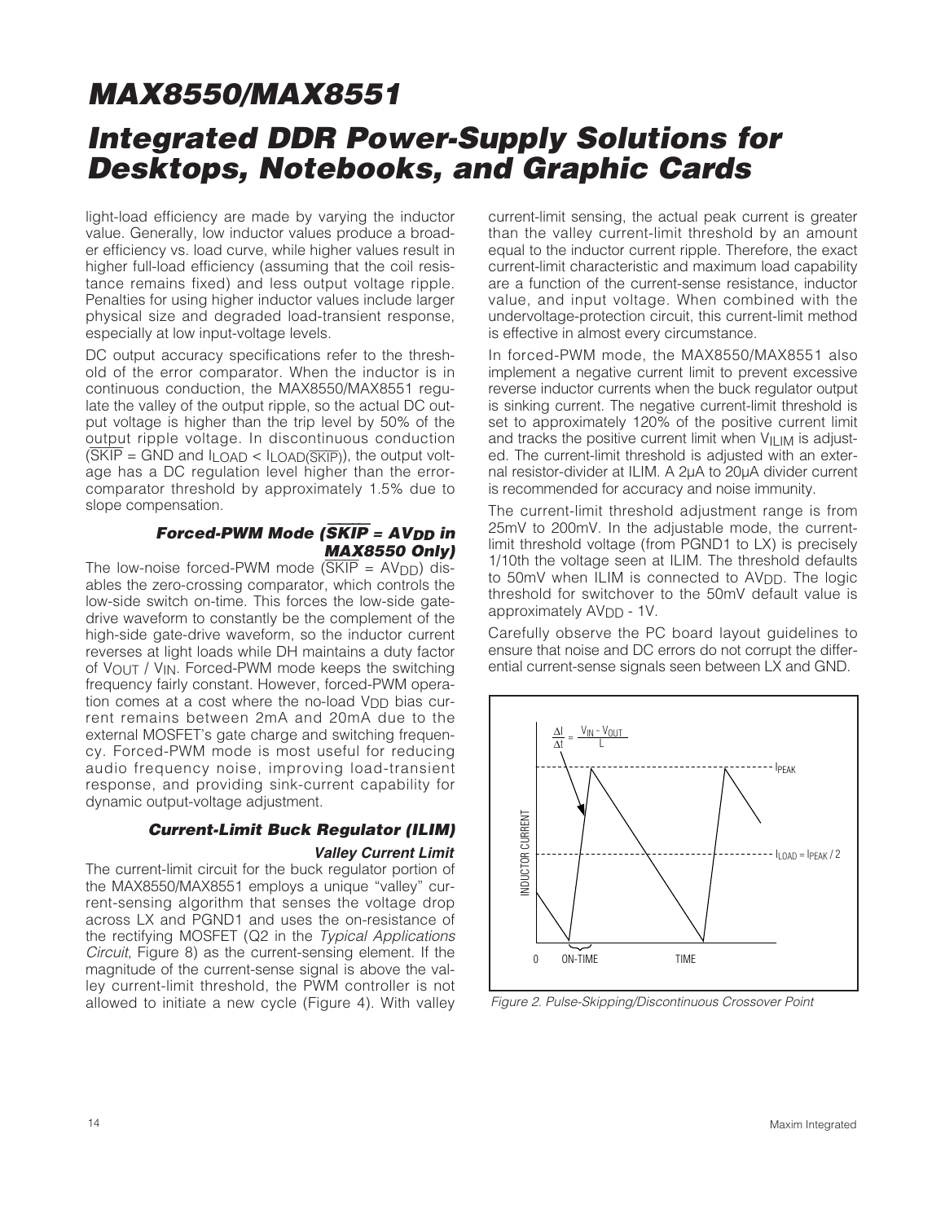light-load efficiency are made by varying the inductor value. Generally, low inductor values produce a broader efficiency vs. load curve, while higher values result in higher full-load efficiency (assuming that the coil resistance remains fixed) and less output voltage ripple. Penalties for using higher inductor values include larger physical size and degraded load-transient response, especially at low input-voltage levels.

DC output accuracy specifications refer to the threshold of the error comparator. When the inductor is in continuous conduction, the MAX8550/MAX8551 regulate the valley of the output ripple, so the actual DC output voltage is higher than the trip level by 50% of the output ripple voltage. In discontinuous conduction ($\overline{SKIP}$ = GND and $I_{LOAD} < I_{LOAD(\overline{SKIP})}$), the output voltage has a DC regulation level higher than the error-comparator threshold by approximately 1.5% due to slope compensation.

#### Forced-PWM Mode ($\overline{SKIP}$ = $AV_{DD}$ in MAX8550 Only)

The low-noise forced-PWM mode ($\overline{SKIP}$ = $AV_{DD}$) disables the zero-crossing comparator, which controls the low-side switch on-time. This forces the low-side gate-drive waveform to constantly be the complement of the high-side gate-drive waveform, so the inductor current reverses at light loads while DH maintains a duty factor of $V_{OUT}$ / $V_{IN}$. Forced-PWM mode keeps the switching frequency fairly constant. However, forced-PWM operation comes at a cost where the no-load $V_{DD}$ bias current remains between 2mA and 20mA due to the external MOSFET's gate charge and switching frequency. Forced-PWM mode is most useful for reducing audio frequency noise, improving load-transient response, and providing sink-current capability for dynamic output-voltage adjustment.

#### Current-Limit Buck Regulator (ILIM)

##### Valley Current Limit

The current-limit circuit for the buck regulator portion of the MAX8550/MAX8551 employs a unique "valley" current-sensing algorithm that senses the voltage drop across LX and PGND1 and uses the on-resistance of the rectifying MOSFET (Q2 in the *Typical Applications Circuit*, Figure 8) as the current-sensing element. If the magnitude of the current-sense signal is above the valley current-limit threshold, the PWM controller is not allowed to initiate a new cycle (Figure 4). With valley current-limit sensing, the actual peak current is greater than the valley current-limit threshold by an amount equal to the inductor current ripple. Therefore, the exact current-limit characteristic and maximum load capability are a function of the current-sense resistance, inductor value, and input voltage. When combined with the undervoltage-protection circuit, this current-limit method is effective in almost every circumstance.

In forced-PWM mode, the MAX8550/MAX8551 also implement a negative current limit to prevent excessive reverse inductor currents when the buck regulator output is sinking current. The negative current-limit threshold is set to approximately 120% of the positive current limit and tracks the positive current limit when $V_{ILIM}$ is adjusted. The current-limit threshold is adjusted with an external resistor-divider at ILIM. A 2µA to 20µA divider current is recommended for accuracy and noise immunity.

The current-limit threshold adjustment range is from 25mV to 200mV. In the adjustable mode, the current-limit threshold voltage (from PGND1 to LX) is precisely 1/10th the voltage seen at ILIM. The threshold defaults to 50mV when ILIM is connected to $AV_{DD}$. The logic threshold for switchover to the 50mV default value is approximately $AV_{DD}$ - 1V.

Carefully observe the PC board layout guidelines to ensure that noise and DC errors do not corrupt the differential current-sense signals seen between LX and GND.

$\frac{\Delta I}{\Delta t} = \frac{V_{IN} - V_{OUT}}{L}$

$I_{PEAK}$

$I_{LOAD} = I_{PEAK} / 2$

INDUCTOR CURRENT

0 ON-TIME TIME

Figure 2. Pulse-Skipping/Discontinuous Crossover Point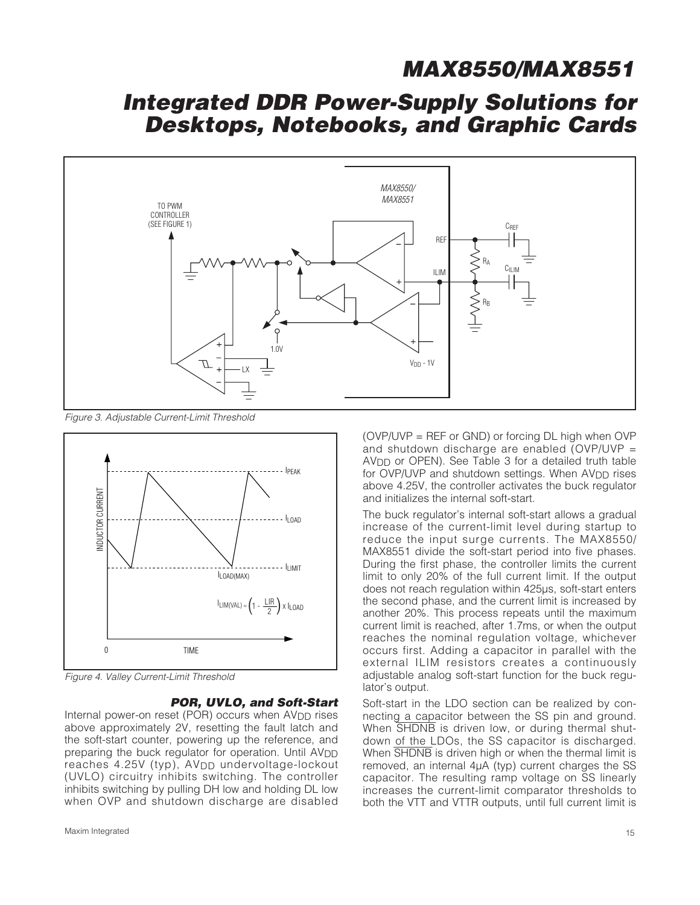Figure 3. Adjustable Current-Limit Threshold

Figure 4. Valley Current-Limit Threshold

### POR, UVLO, and Soft-Start

Internal power-on reset (POR) occurs when $AV_{DD}$ rises above approximately 2V, resetting the fault latch and the soft-start counter, powering up the reference, and preparing the buck regulator for operation. Until $AV_{DD}$ reaches 4.25V (typ), $AV_{DD}$ undervoltage-lockout (UVLO) circuitry inhibits switching. The controller inhibits switching by pulling DH low and holding DL low when OVP and shutdown discharge are disabled (OVP/UVP = REF or GND) or forcing DL high when OVP and shutdown discharge are enabled (OVP/UVP = $AV_{DD}$ or OPEN). See Table 3 for a detailed truth table for OVP/UVP and shutdown settings. When $AV_{DD}$ rises above 4.25V, the controller activates the buck regulator and initializes the internal soft-start.

The buck regulator's internal soft-start allows a gradual increase of the current-limit level during startup to reduce the input surge currents. The MAX8550/MAX8551 divide the soft-start period into five phases. During the first phase, the controller limits the current limit to only 20% of the full current limit. If the output does not reach regulation within 425µs, soft-start enters the second phase, and the current limit is increased by another 20%. This process repeats until the maximum current limit is reached, after 1.7ms, or when the output reaches the nominal regulation voltage, whichever occurs first. Adding a capacitor in parallel with the external ILIM resistors creates a continuously adjustable analog soft-start function for the buck regulator's output.

Soft-start in the LDO section can be realized by connecting a capacitor between the SS pin and ground. When $\overline{SHDNB}$ is driven low, or during thermal shutdown of the LDOs, the SS capacitor is discharged. When $\overline{SHDNB}$ is driven high or when the thermal limit is removed, an internal 4µA (typ) current charges the SS capacitor. The resulting ramp voltage on SS linearly increases the current-limit comparator thresholds to both the VTT and VTTR outputs, until full current limit is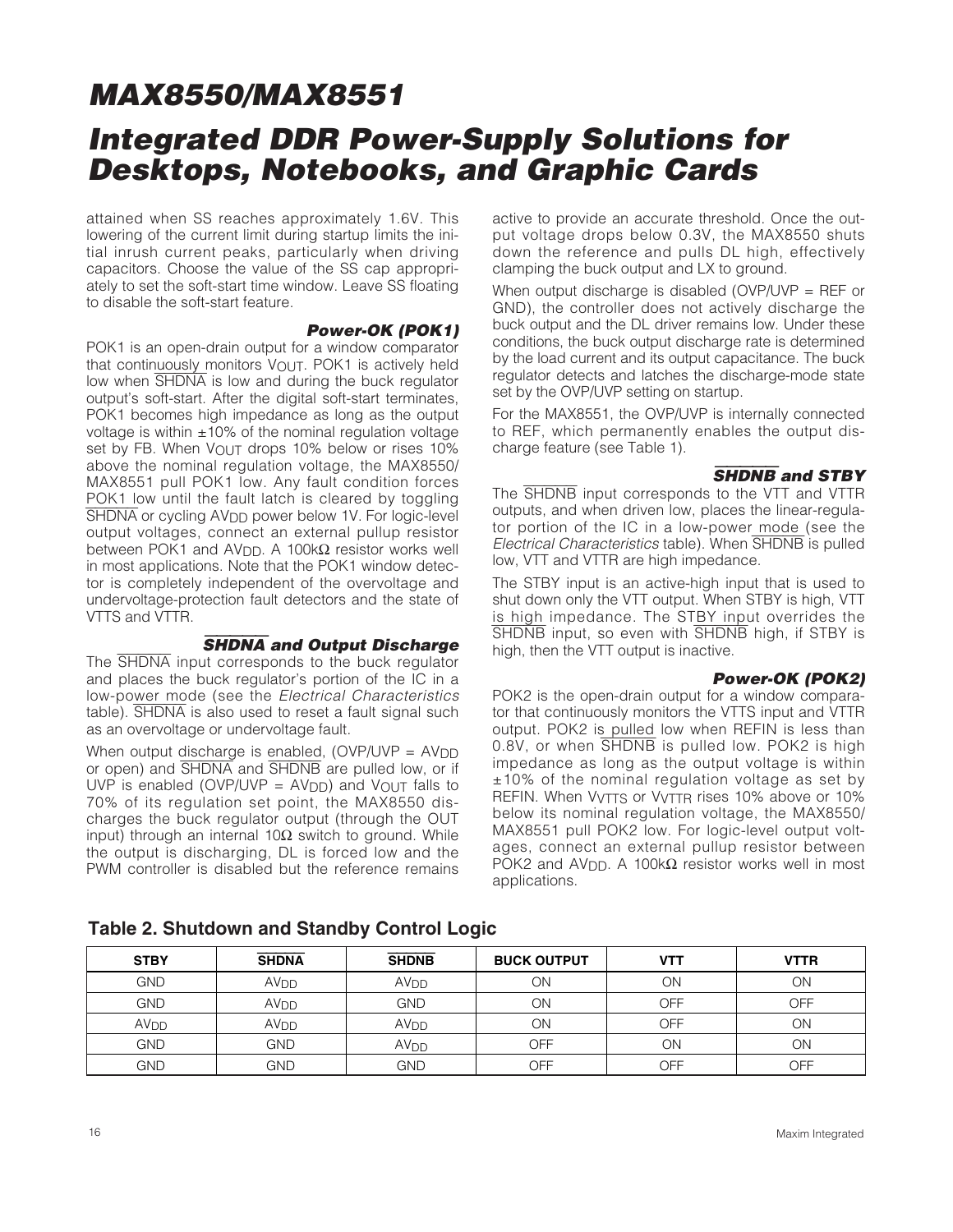attained when SS reaches approximately 1.6V. This lowering of the current limit during startup limits the initial inrush current peaks, particularly when driving capacitors. Choose the value of the SS cap appropriately to set the soft-start time window. Leave SS floating to disable the soft-start feature.

### Power-OK (POK1)

POK1 is an open-drain output for a window comparator that continuously monitors $V_{OUT}$. POK1 is actively held low when $\overline{SHDNA}$ is low and during the buck regulator output's soft-start. After the digital soft-start terminates, POK1 becomes high impedance as long as the output voltage is within ±10% of the nominal regulation voltage set by FB. When $V_{OUT}$ drops 10% below or rises 10% above the nominal regulation voltage, the MAX8550/MAX8551 pull POK1 low. Any fault condition forces POK1 low until the fault latch is cleared by toggling $\overline{SHDNA}$ or cycling $AV_{DD}$ power below 1V. For logic-level output voltages, connect an external pullup resistor between POK1 and $AV_{DD}$. A 100kΩ resistor works well in most applications. Note that the POK1 window detector is completely independent of the overvoltage and undervoltage-protection fault detectors and the state of VTTS and VTTR.

### $\overline{SHDNA}$ and Output Discharge

The $\overline{SHDNA}$ input corresponds to the buck regulator and places the buck regulator's portion of the IC in a low-power mode (see the *Electrical Characteristics* table). $\overline{SHDNA}$ is also used to reset a fault signal such as an overvoltage or undervoltage fault.

When output discharge is enabled, (OVP/UVP = $AV_{DD}$ or open) and $\overline{SHDNA}$ and $\overline{SHDNB}$ are pulled low, or if UVP is enabled (OVP/UVP = $AV_{DD}$) and $V_{OUT}$ falls to 70% of its regulation set point, the MAX8550 discharges the buck regulator output (through the OUT input) through an internal 10Ω switch to ground. While the output is discharging, DL is forced low and the PWM controller is disabled but the reference remains active to provide an accurate threshold. Once the output voltage drops below 0.3V, the MAX8550 shuts down the reference and pulls DL high, effectively clamping the buck output and LX to ground.

When output discharge is disabled (OVP/UVP = REF or GND), the controller does not actively discharge the buck output and the DL driver remains low. Under these conditions, the buck output discharge rate is determined by the load current and its output capacitance. The buck regulator detects and latches the discharge-mode state set by the OVP/UVP setting on startup.

For the MAX8551, the OVP/UVP is internally connected to REF, which permanently enables the output discharge feature (see Table 1).

### $\overline{SHDNB}$ and STBY

The $\overline{SHDNB}$ input corresponds to the VTT and VTTR outputs, and when driven low, places the linear-regulator portion of the IC in a low-power mode (see the *Electrical Characteristics* table). When $\overline{SHDNB}$ is pulled low, VTT and VTTR are high impedance.

The STBY input is an active-high input that is used to shut down only the VTT output. When STBY is high, VTT is high impedance. The STBY input overrides the $\overline{SHDNB}$ input, so even with $\overline{SHDNB}$ high, if STBY is high, then the VTT output is inactive.

### Power-OK (POK2)

POK2 is the open-drain output for a window comparator that continuously monitors the VTTS input and VTTR output. POK2 is pulled low when REFIN is less than 0.8V, or when $\overline{SHDNB}$ is pulled low. POK2 is high impedance as long as the output voltage is within ±10% of the nominal regulation voltage as set by REFIN. When $V_{VTTS}$ or $V_{VTTR}$ rises 10% above or 10% below its nominal regulation voltage, the MAX8550/MAX8551 pull POK2 low. For logic-level output voltages, connect an external pullup resistor between POK2 and $AV_{DD}$. A 100kΩ resistor works well in most applications.

**Table 2. Shutdown and Standby Control Logic**

| STBY | $\overline{SHDNA}$ | $\overline{SHDNB}$ | BUCK OUTPUT | VTT | VTTR |
|---|---|---|---|---|---|
| GND | $AV_{DD}$ | $AV_{DD}$ | ON | ON | ON |
| GND | $AV_{DD}$ | GND | ON | OFF | OFF |
| $AV_{DD}$ | $AV_{DD}$ | $AV_{DD}$ | ON | OFF | ON |
| GND | GND | $AV_{DD}$ | OFF | ON | ON |
| GND | GND | GND | OFF | OFF | OFF |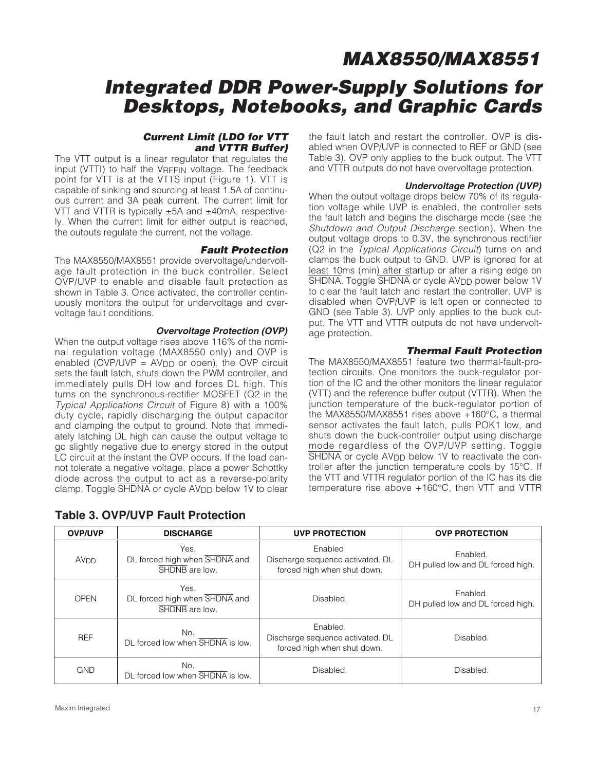### Current Limit (LDO for VTT and VTTR Buffer)

The VTT output is a linear regulator that regulates the input (VTTI) to half the $V_{REFIN}$ voltage. The feedback point for VTT is at the VTTS input (Figure 1). VTT is capable of sinking and sourcing at least 1.5A of continuous current and 3A peak current. The current limit for VTT and VTTR is typically ±5A and ±40mA, respectively. When the current limit for either output is reached, the outputs regulate the current, not the voltage.

### Fault Protection

The MAX8550/MAX8551 provide overvoltage/undervoltage fault protection in the buck controller. Select OVP/UVP to enable and disable fault protection as shown in Table 3. Once activated, the controller continuously monitors the output for undervoltage and overvoltage fault conditions.

#### Overvoltage Protection (OVP)

When the output voltage rises above 116% of the nominal regulation voltage (MAX8550 only) and OVP is enabled (OVP/UVP = $AV_{DD}$ or open), the OVP circuit sets the fault latch, shuts down the PWM controller, and immediately pulls DH low and forces DL high. This turns on the synchronous-rectifier MOSFET (Q2 in the *Typical Applications Circuit* of Figure 8) with a 100% duty cycle, rapidly discharging the output capacitor and clamping the output to ground. Note that immediately latching DL high can cause the output voltage to go slightly negative due to energy stored in the output LC circuit at the instant the OVP occurs. If the load cannot tolerate a negative voltage, place a power Schottky diode across the output to act as a reverse-polarity clamp. Toggle $\overline{SHDNA}$ or cycle $AV_{DD}$ below 1V to clear the fault latch and restart the controller. OVP is disabled when OVP/UVP is connected to REF or GND (see Table 3). OVP only applies to the buck output. The VTT and VTTR outputs do not have overvoltage protection.

#### Undervoltage Protection (UVP)

When the output voltage drops below 70% of its regulation voltage while UVP is enabled, the controller sets the fault latch and begins the discharge mode (see the *Shutdown and Output Discharge* section). When the output voltage drops to 0.3V, the synchronous rectifier (Q2 in the *Typical Applications Circuit*) turns on and clamps the buck output to GND. UVP is ignored for at least 10ms (min) after startup or after a rising edge on $\overline{SHDNA}$. Toggle $\overline{SHDNA}$ or cycle $AV_{DD}$ power below 1V to clear the fault latch and restart the controller. UVP is disabled when OVP/UVP is left open or connected to GND (see Table 3). UVP only applies to the buck output. The VTT and VTTR outputs do not have undervoltage protection.

#### Thermal Fault Protection

The MAX8550/MAX8551 feature two thermal-fault-protection circuits. One monitors the buck-regulator portion of the IC and the other monitors the linear regulator (VTT) and the reference buffer output (VTTR). When the junction temperature of the buck-regulator portion of the MAX8550/MAX8551 rises above +160°C, a thermal sensor activates the fault latch, pulls POK1 low, and shuts down the buck-controller output using discharge mode regardless of the OVP/UVP setting. Toggle $\overline{SHDNA}$ or cycle $AV_{DD}$ below 1V to reactivate the controller after the junction temperature cools by 15°C. If the VTT and VTTR regulator portion of the IC has its die temperature rise above +160°C, then VTT and VTTR

**Table 3. OVP/UVP Fault Protection**

| OVP/UVP | DISCHARGE | UVP PROTECTION | OVP PROTECTION |
|---|---|---|---|
| $AV_{DD}$ | Yes. DL forced high when $\overline{SHDNA}$ and $\overline{SHDNB}$ are low. | Enabled. Discharge sequence activated. DL forced high when shut down. | Enabled. DH pulled low and DL forced high. |
| OPEN | Yes. DL forced high when $\overline{SHDNA}$ and $\overline{SHDNB}$ are low. | Disabled. | Enabled. DH pulled low and DL forced high. |
| REF | No. DL forced low when $\overline{SHDNA}$ is low. | Enabled. Discharge sequence activated. DL forced high when shut down. | Disabled. |
| GND | No. DL forced low when $\overline{SHDNA}$ is low. | Disabled. | Disabled. |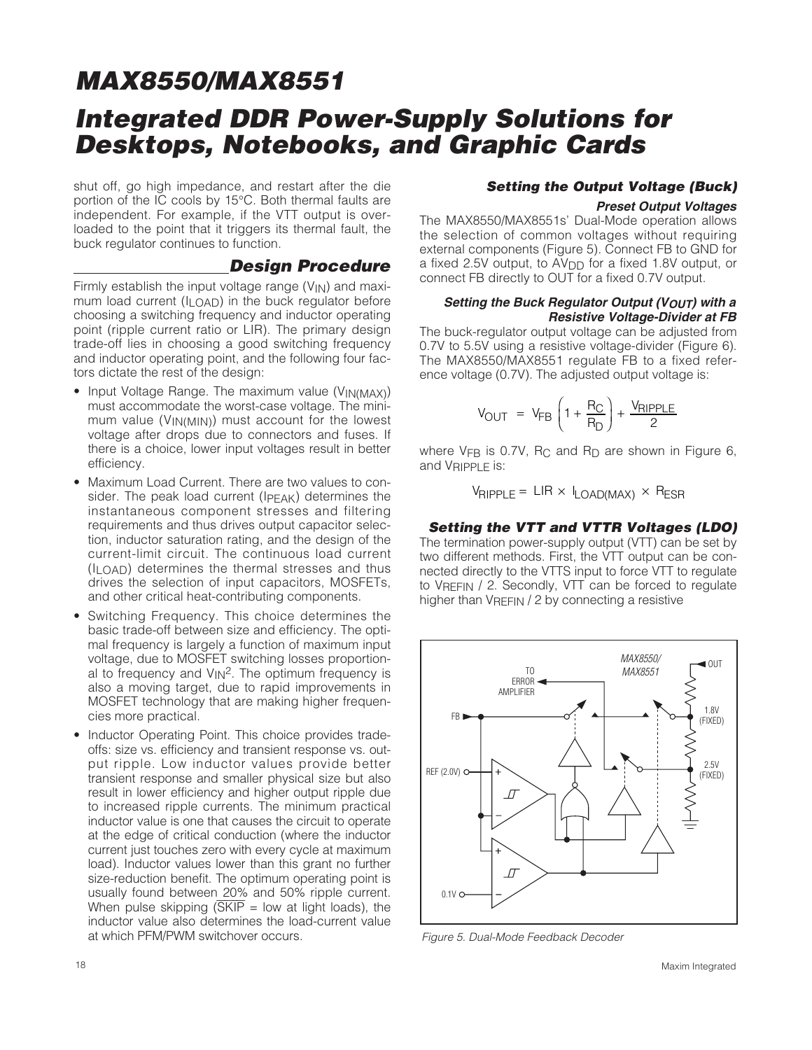shut off, go high impedance, and restart after the die portion of the IC cools by 15°C. Both thermal faults are independent. For example, if the VTT output is overloaded to the point that it triggers its thermal fault, the buck regulator continues to function.

## Design Procedure

Firmly establish the input voltage range ($V_{IN}$) and maximum load current ($I_{LOAD}$) in the buck regulator before choosing a switching frequency and inductor operating point (ripple current ratio or LIR). The primary design trade-off lies in choosing a good switching frequency and inductor operating point, and the following four factors dictate the rest of the design:

- Input Voltage Range. The maximum value ($V_{IN(MAX)}$) must accommodate the worst-case voltage. The minimum value ($V_{IN(MIN)}$) must account for the lowest voltage after drops due to connectors and fuses. If there is a choice, lower input voltages result in better efficiency.
- Maximum Load Current. There are two values to consider. The peak load current ($I_{PEAK}$) determines the instantaneous component stresses and filtering requirements and thus drives output capacitor selection, inductor saturation rating, and the design of the current-limit circuit. The continuous load current ($I_{LOAD}$) determines the thermal stresses and thus drives the selection of input capacitors, MOSFETs, and other critical heat-contributing components.
- Switching Frequency. This choice determines the basic trade-off between size and efficiency. The optimal frequency is largely a function of maximum input voltage, due to MOSFET switching losses proportional to frequency and $V_{IN}^2$. The optimum frequency is also a moving target, due to rapid improvements in MOSFET technology that are making higher frequencies more practical.
- Inductor Operating Point. This choice provides trade-offs: size vs. efficiency and transient response vs. output ripple. Low inductor values provide better transient response and smaller physical size but also result in lower efficiency and higher output ripple due to increased ripple currents. The minimum practical inductor value is one that causes the circuit to operate at the edge of critical conduction (where the inductor current just touches zero with every cycle at maximum load). Inductor values lower than this grant no further size-reduction benefit. The optimum operating point is usually found between 20% and 50% ripple current. When pulse skipping ($\overline{SKIP}$ = low at light loads), the inductor value also determines the load-current value at which PFM/PWM switchover occurs.

### Setting the Output Voltage (Buck)

#### Preset Output Voltages

The MAX8550/MAX8551s' Dual-Mode operation allows the selection of common voltages without requiring external components (Figure 5). Connect FB to GND for a fixed 2.5V output, to $AV_{DD}$ for a fixed 1.8V output, or connect FB directly to OUT for a fixed 0.7V output.

#### Setting the Buck Regulator Output ($V_{OUT}$) with a Resistive Voltage-Divider at FB

The buck-regulator output voltage can be adjusted from 0.7V to 5.5V using a resistive voltage-divider (Figure 6). The MAX8550/MAX8551 regulate FB to a fixed reference voltage (0.7V). The adjusted output voltage is:

$$V_{OUT} = V_{FB}\left(1 + \frac{R_C}{R_D}\right) + \frac{V_{RIPPLE}}{2}$$

where $V_{FB}$ is 0.7V, $R_C$ and $R_D$ are shown in Figure 6, and $V_{RIPPLE}$ is:

$$V_{RIPPLE} = LIR \times I_{LOAD(MAX)} \times R_{ESR}$$

### Setting the VTT and VTTR Voltages (LDO)

The termination power-supply output (VTT) can be set by two different methods. First, the VTT output can be connected directly to the VTTS input to force VTT to regulate to $V_{REFIN}$ / 2. Secondly, VTT can be forced to regulate higher than $V_{REFIN}$ / 2 by connecting a resistive

Figure 5. Dual-Mode Feedback Decoder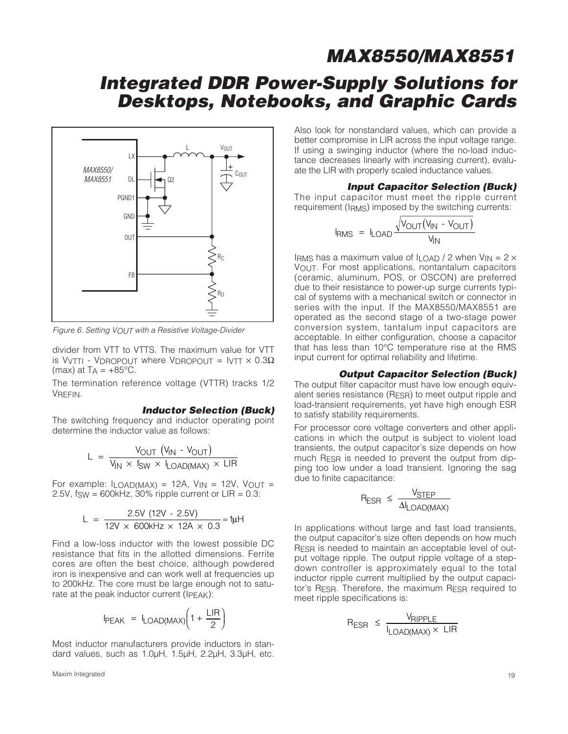Figure 6. Setting $V_{OUT}$ with a Resistive Voltage-Divider

divider from VTT to VTTS. The maximum value for VTT is $V_{VTTI}$ - $V_{DROPOUT}$ where $V_{DROPOUT} = I_{VTT} \times 0.3\Omega$ (max) at $T_A = +85°C$.

The termination reference voltage (VTTR) tracks 1/2 $V_{REFIN}$.

### Inductor Selection (Buck)

The switching frequency and inductor operating point determine the inductor value as follows:

$$L = \frac{V_{OUT}\ (V_{IN} - V_{OUT})}{V_{IN} \times f_{SW} \times I_{LOAD(MAX)} \times LIR}$$

For example: $I_{LOAD(MAX)}$ = 12A, $V_{IN}$ = 12V, $V_{OUT}$ = 2.5V, $f_{SW}$ = 600kHz, 30% ripple current or LIR = 0.3:

$$L = \frac{2.5V\ (12V - 2.5V)}{12V \times 600kHz \times 12A \times 0.3} \approx 1\mu H$$

Find a low-loss inductor with the lowest possible DC resistance that fits in the allotted dimensions. Ferrite cores are often the best choice, although powdered iron is inexpensive and can work well at frequencies up to 200kHz. The core must be large enough not to saturate at the peak inductor current ($I_{PEAK}$):

$$I_{PEAK} = I_{LOAD(MAX)}\left(1 + \frac{LIR}{2}\right)$$

Most inductor manufacturers provide inductors in standard values, such as 1.0µH, 1.5µH, 2.2µH, 3.3µH, etc. Also look for nonstandard values, which can provide a better compromise in LIR across the input voltage range. If using a swinging inductor (where the no-load inductance decreases linearly with increasing current), evaluate the LIR with properly scaled inductance values.

### Input Capacitor Selection (Buck)

The input capacitor must meet the ripple current requirement ($I_{RMS}$) imposed by the switching currents:

$$I_{RMS} = I_{LOAD}\frac{\sqrt{V_{OUT}(V_{IN} - V_{OUT})}}{V_{IN}}$$

$I_{RMS}$ has a maximum value of $I_{LOAD}$ / 2 when $V_{IN} = 2 \times V_{OUT}$. For most applications, nontantalum capacitors (ceramic, aluminum, POS, or OSCON) are preferred due to their resistance to power-up surge currents typical of systems with a mechanical switch or connector in series with the input. If the MAX8550/MAX8551 are operated as the second stage of a two-stage power conversion system, tantalum input capacitors are acceptable. In either configuration, choose a capacitor that has less than 10°C temperature rise at the RMS input current for optimal reliability and lifetime.

### Output Capacitor Selection (Buck)

The output filter capacitor must have low enough equivalent series resistance ($R_{ESR}$) to meet output ripple and load-transient requirements, yet have high enough ESR to satisfy stability requirements.

For processor core voltage converters and other applications in which the output is subject to violent load transients, the output capacitor's size depends on how much $R_{ESR}$ is needed to prevent the output from dipping too low under a load transient. Ignoring the sag due to finite capacitance:

$$R_{ESR} \le \frac{V_{STEP}}{\Delta I_{LOAD(MAX)}}$$

In applications without large and fast load transients, the output capacitor's size often depends on how much $R_{ESR}$ is needed to maintain an acceptable level of output voltage ripple. The output ripple voltage of a step-down controller is approximately equal to the total inductor ripple current multiplied by the output capacitor's $R_{ESR}$. Therefore, the maximum $R_{ESR}$ required to meet ripple specifications is:

$$R_{ESR} \le \frac{V_{RIPPLE}}{I_{LOAD(MAX)} \times LIR}$$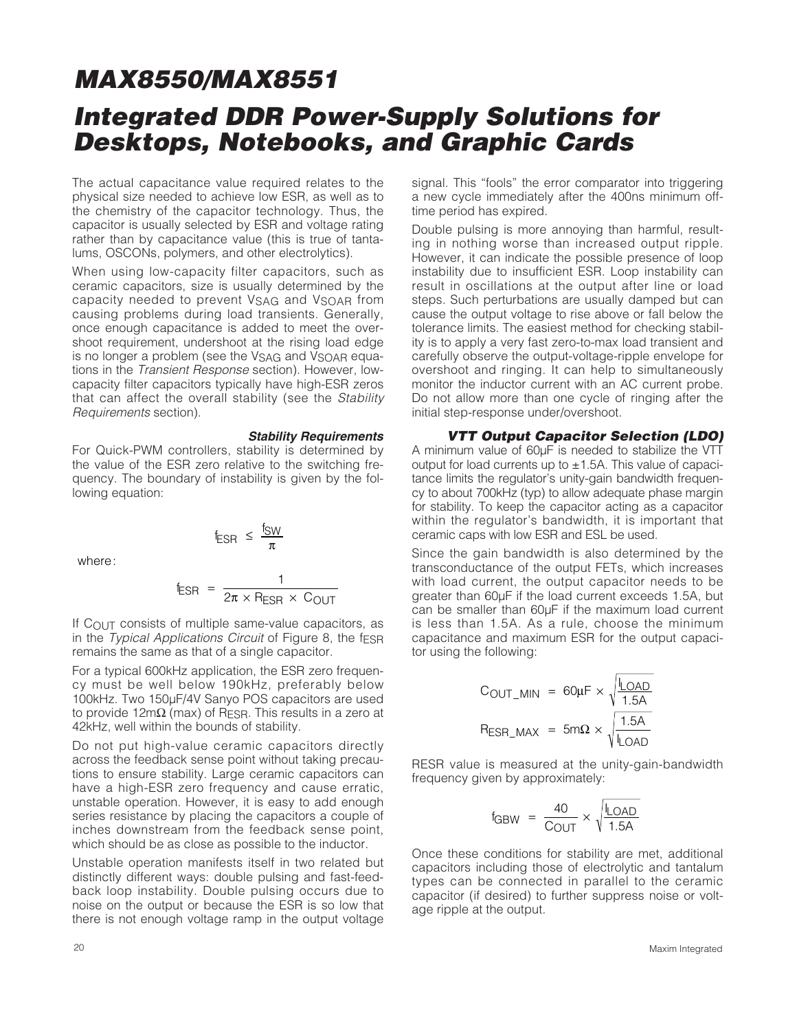The actual capacitance value required relates to the physical size needed to achieve low ESR, as well as to the chemistry of the capacitor technology. Thus, the capacitor is usually selected by ESR and voltage rating rather than by capacitance value (this is true of tantalums, OSCONs, polymers, and other electrolytics).

When using low-capacity filter capacitors, such as ceramic capacitors, size is usually determined by the capacity needed to prevent $V_{SAG}$ and $V_{SOAR}$ from causing problems during load transients. Generally, once enough capacitance is added to meet the overshoot requirement, undershoot at the rising load edge is no longer a problem (see the $V_{SAG}$ and $V_{SOAR}$ equations in the *Transient Response* section). However, low-capacity filter capacitors typically have high-ESR zeros that can affect the overall stability (see the *Stability Requirements* section).

### *Stability Requirements*

For Quick-PWM controllers, stability is determined by the value of the ESR zero relative to the switching frequency. The boundary of instability is given by the following equation:

$$f_{ESR} \leq \frac{f_{SW}}{\pi}$$

where:

$$f_{ESR} = \frac{1}{2\pi \times R_{ESR} \times C_{OUT}}$$

If $C_{OUT}$ consists of multiple same-value capacitors, as in the *Typical Applications Circuit* of Figure 8, the $f_{ESR}$ remains the same as that of a single capacitor.

For a typical 600kHz application, the ESR zero frequency must be well below 190kHz, preferably below 100kHz. Two 150µF/4V Sanyo POS capacitors are used to provide 12mΩ (max) of $R_{ESR}$. This results in a zero at 42kHz, well within the bounds of stability.

Do not put high-value ceramic capacitors directly across the feedback sense point without taking precautions to ensure stability. Large ceramic capacitors can have a high-ESR zero frequency and cause erratic, unstable operation. However, it is easy to add enough series resistance by placing the capacitors a couple of inches downstream from the feedback sense point, which should be as close as possible to the inductor.

Unstable operation manifests itself in two related but distinctly different ways: double pulsing and fast-feedback loop instability. Double pulsing occurs due to noise on the output or because the ESR is so low that there is not enough voltage ramp in the output voltage signal. This "fools" the error comparator into triggering a new cycle immediately after the 400ns minimum off-time period has expired.

Double pulsing is more annoying than harmful, resulting in nothing worse than increased output ripple. However, it can indicate the possible presence of loop instability due to insufficient ESR. Loop instability can result in oscillations at the output after line or load steps. Such perturbations are usually damped but can cause the output voltage to rise above or fall below the tolerance limits. The easiest method for checking stability is to apply a very fast zero-to-max load transient and carefully observe the output-voltage-ripple envelope for overshoot and ringing. It can help to simultaneously monitor the inductor current with an AC current probe. Do not allow more than one cycle of ringing after the initial step-response under/overshoot.

### *VTT Output Capacitor Selection (LDO)*

A minimum value of 60µF is needed to stabilize the VTT output for load currents up to ±1.5A. This value of capacitance limits the regulator's unity-gain bandwidth frequency to about 700kHz (typ) to allow adequate phase margin for stability. To keep the capacitor acting as a capacitor within the regulator's bandwidth, it is important that ceramic caps with low ESR and ESL be used.

Since the gain bandwidth is also determined by the transconductance of the output FETs, which increases with load current, the output capacitor needs to be greater than 60µF if the load current exceeds 1.5A, but can be smaller than 60µF if the maximum load current is less than 1.5A. As a rule, choose the minimum capacitance and maximum ESR for the output capacitor using the following:

$$C_{OUT\_MIN} = 60\mu F \times \sqrt{\frac{I_{LOAD}}{1.5A}}$$

$$R_{ESR\_MAX} = 5m\Omega \times \sqrt{\frac{1.5A}{I_{LOAD}}}$$

RESR value is measured at the unity-gain-bandwidth frequency given by approximately:

$$f_{GBW} = \frac{40}{C_{OUT}} \times \sqrt{\frac{I_{LOAD}}{1.5A}}$$

Once these conditions for stability are met, additional capacitors including those of electrolytic and tantalum types can be connected in parallel to the ceramic capacitor (if desired) to further suppress noise or voltage ripple at the output.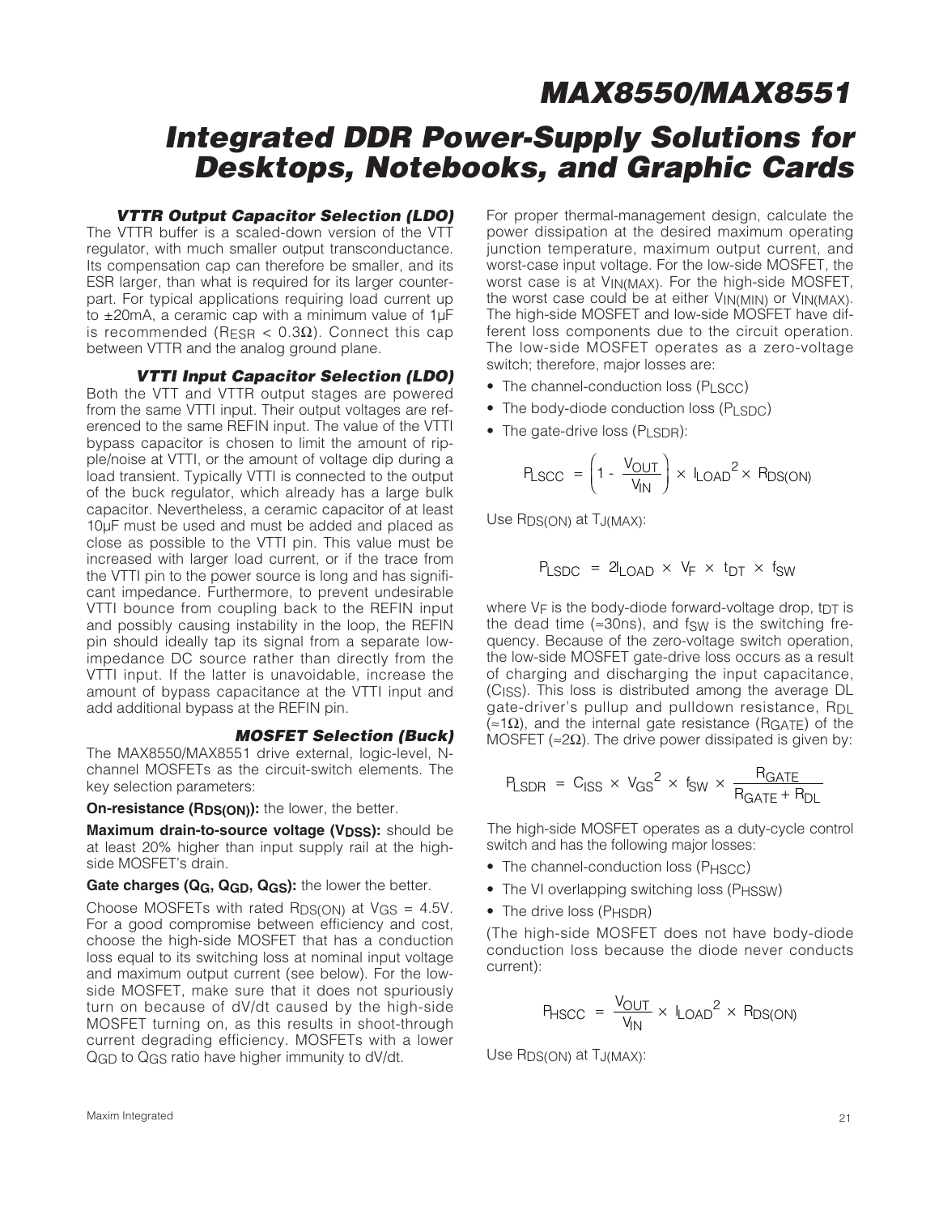### VTTR Output Capacitor Selection (LDO)

The VTTR buffer is a scaled-down version of the VTT regulator, with much smaller output transconductance. Its compensation cap can therefore be smaller, and its ESR larger, than what is required for its larger counterpart. For typical applications requiring load current up to ±20mA, a ceramic cap with a minimum value of 1µF is recommended ($R_{ESR}$ < 0.3Ω). Connect this cap between VTTR and the analog ground plane.

### VTTI Input Capacitor Selection (LDO)

Both the VTT and VTTR output stages are powered from the same VTTI input. Their output voltages are referenced to the same REFIN input. The value of the VTTI bypass capacitor is chosen to limit the amount of ripple/noise at VTTI, or the amount of voltage dip during a load transient. Typically VTTI is connected to the output of the buck regulator, which already has a large bulk capacitor. Nevertheless, a ceramic capacitor of at least 10µF must be used and must be added and placed as close as possible to the VTTI pin. This value must be increased with larger load current, or if the trace from the VTTI pin to the power source is long and has significant impedance. Furthermore, to prevent undesirable VTTI bounce from coupling back to the REFIN input and possibly causing instability in the loop, the REFIN pin should ideally tap its signal from a separate low-impedance DC source rather than directly from the VTTI input. If the latter is unavoidable, increase the amount of bypass capacitance at the VTTI input and add additional bypass at the REFIN pin.

### MOSFET Selection (Buck)

The MAX8550/MAX8551 drive external, logic-level, N-channel MOSFETs as the circuit-switch elements. The key selection parameters:

**On-resistance ($R_{DS(ON)}$):** the lower, the better.

**Maximum drain-to-source voltage ($V_{DSS}$):** should be at least 20% higher than input supply rail at the high-side MOSFET's drain.

**Gate charges ($Q_G$, $Q_{GD}$, $Q_{GS}$):** the lower the better.

Choose MOSFETs with rated $R_{DS(ON)}$ at $V_{GS}$ = 4.5V. For a good compromise between efficiency and cost, choose the high-side MOSFET that has a conduction loss equal to its switching loss at nominal input voltage and maximum output current (see below). For the low-side MOSFET, make sure that it does not spuriously turn on because of dV/dt caused by the high-side MOSFET turning on, as this results in shoot-through current degrading efficiency. MOSFETs with a lower $Q_{GD}$ to $Q_{GS}$ ratio have higher immunity to dV/dt.

For proper thermal-management design, calculate the power dissipation at the desired maximum operating junction temperature, maximum output current, and worst-case input voltage. For the low-side MOSFET, the worst case is at $V_{IN(MAX)}$. For the high-side MOSFET, the worst case could be at either $V_{IN(MIN)}$ or $V_{IN(MAX)}$. The high-side MOSFET and low-side MOSFET have different loss components due to the circuit operation. The low-side MOSFET operates as a zero-voltage switch; therefore, major losses are:

- The channel-conduction loss ($P_{LSCC}$)
- The body-diode conduction loss ($P_{LSDC}$)
- The gate-drive loss ($P_{LSDR}$):

$$P_{LSCC} = \left(1 - \frac{V_{OUT}}{V_{IN}}\right) \times I_{LOAD}^2 \times R_{DS(ON)}$$

Use $R_{DS(ON)}$ at $T_{J(MAX)}$:

$$P_{LSDC} = 2I_{LOAD} \times V_F \times t_{DT} \times f_{SW}$$

where $V_F$ is the body-diode forward-voltage drop, $t_{DT}$ is the dead time (≈30ns), and $f_{SW}$ is the switching frequency. Because of the zero-voltage switch operation, the low-side MOSFET gate-drive loss occurs as a result of charging and discharging the input capacitance, ($C_{ISS}$). This loss is distributed among the average DL gate-driver's pullup and pulldown resistance, $R_{DL}$ (≈1Ω), and the internal gate resistance ($R_{GATE}$) of the MOSFET (≈2Ω). The drive power dissipated is given by:

$$P_{LSDR} = C_{ISS} \times V_{GS}^2 \times f_{SW} \times \frac{R_{GATE}}{R_{GATE} + R_{DL}}$$

The high-side MOSFET operates as a duty-cycle control switch and has the following major losses:

- The channel-conduction loss ($P_{HSCC}$)
- The VI overlapping switching loss ($P_{HSSW}$)
- The drive loss ($P_{HSDR}$)

(The high-side MOSFET does not have body-diode conduction loss because the diode never conducts current):

$$P_{HSCC} = \frac{V_{OUT}}{V_{IN}} \times I_{LOAD}^2 \times R_{DS(ON)}$$

Use $R_{DS(ON)}$ at $T_{J(MAX)}$: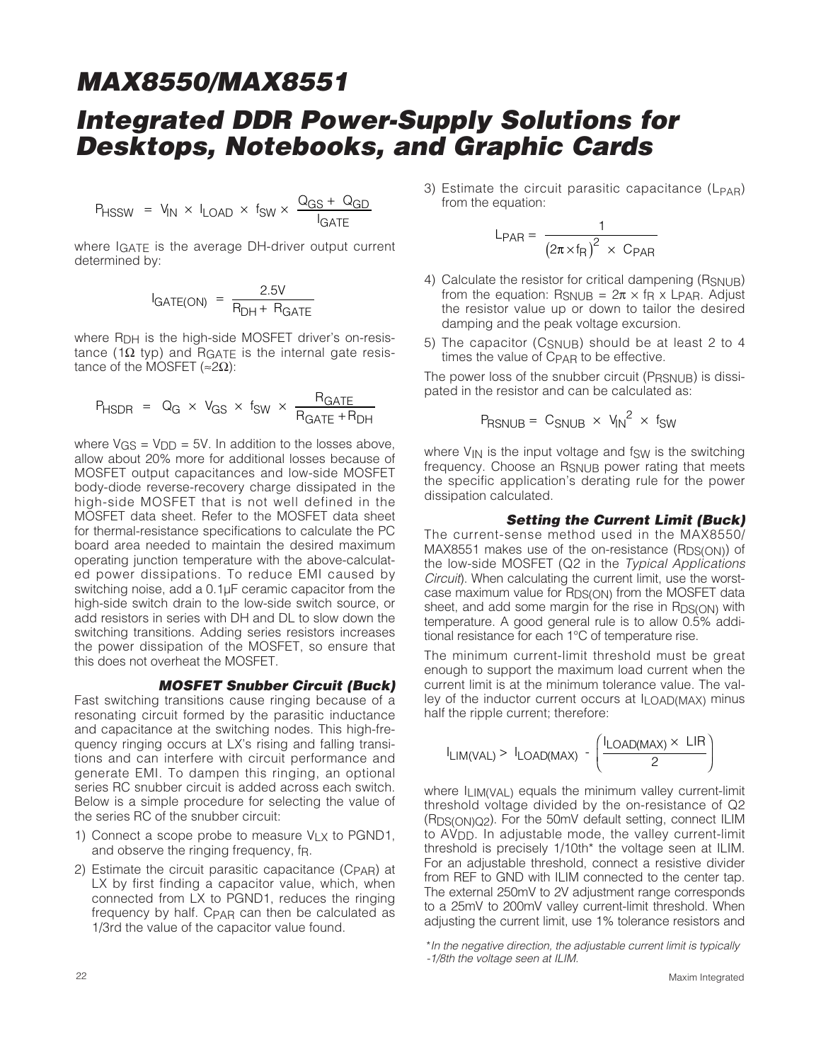$$P_{HSSW} = V_{IN} \times I_{LOAD} \times f_{SW} \times \frac{Q_{GS} + Q_{GD}}{I_{GATE}}$$

where $I_{GATE}$ is the average DH-driver output current determined by:

$$I_{GATE(ON)} = \frac{2.5V}{R_{DH} + R_{GATE}}$$

where $R_{DH}$ is the high-side MOSFET driver's on-resistance (1Ω typ) and $R_{GATE}$ is the internal gate resistance of the MOSFET (≈2Ω):

$$P_{HSDR} = Q_G \times V_{GS} \times f_{SW} \times \frac{R_{GATE}}{R_{GATE} + R_{DH}}$$

where $V_{GS} = V_{DD} = 5V$. In addition to the losses above, allow about 20% more for additional losses because of MOSFET output capacitances and low-side MOSFET body-diode reverse-recovery charge dissipated in the high-side MOSFET that is not well defined in the MOSFET data sheet. Refer to the MOSFET data sheet for thermal-resistance specifications to calculate the PC board area needed to maintain the desired maximum operating junction temperature with the above-calculated power dissipations. To reduce EMI caused by switching noise, add a 0.1µF ceramic capacitor from the high-side switch drain to the low-side switch source, or add resistors in series with DH and DL to slow down the switching transitions. Adding series resistors increases the power dissipation of the MOSFET, so ensure that this does not overheat the MOSFET.

### MOSFET Snubber Circuit (Buck)

Fast switching transitions cause ringing because of a resonating circuit formed by the parasitic inductance and capacitance at the switching nodes. This high-frequency ringing occurs at LX's rising and falling transitions and can interfere with circuit performance and generate EMI. To dampen this ringing, an optional series RC snubber circuit is added across each switch. Below is a simple procedure for selecting the value of the series RC of the snubber circuit:

1) Connect a scope probe to measure $V_{LX}$ to PGND1, and observe the ringing frequency, $f_R$.
2) Estimate the circuit parasitic capacitance ($C_{PAR}$) at LX by first finding a capacitor value, which, when connected from LX to PGND1, reduces the ringing frequency by half. $C_{PAR}$ can then be calculated as 1/3rd the value of the capacitor value found.
3) Estimate the circuit parasitic capacitance ($L_{PAR}$) from the equation:

$$L_{PAR} = \frac{1}{(2\pi \times f_R)^2 \times C_{PAR}}$$

4) Calculate the resistor for critical dampening ($R_{SNUB}$) from the equation: $R_{SNUB} = 2\pi \times f_R \times L_{PAR}$. Adjust the resistor value up or down to tailor the desired damping and the peak voltage excursion.
5) The capacitor ($C_{SNUB}$) should be at least 2 to 4 times the value of $C_{PAR}$ to be effective.

The power loss of the snubber circuit ($P_{RSNUB}$) is dissipated in the resistor and can be calculated as:

$$P_{RSNUB} = C_{SNUB} \times V_{IN}^2 \times f_{SW}$$

where $V_{IN}$ is the input voltage and $f_{SW}$ is the switching frequency. Choose an $R_{SNUB}$ power rating that meets the specific application's derating rule for the power dissipation calculated.

### Setting the Current Limit (Buck)

The current-sense method used in the MAX8550/MAX8551 makes use of the on-resistance ($R_{DS(ON)}$) of the low-side MOSFET (Q2 in the *Typical Applications Circuit*). When calculating the current limit, use the worst-case maximum value for $R_{DS(ON)}$ from the MOSFET data sheet, and add some margin for the rise in $R_{DS(ON)}$ with temperature. A good general rule is to allow 0.5% additional resistance for each 1°C of temperature rise.

The minimum current-limit threshold must be great enough to support the maximum load current when the current limit is at the minimum tolerance value. The valley of the inductor current occurs at $I_{LOAD(MAX)}$ minus half the ripple current; therefore:

$$I_{LIM(VAL)} > I_{LOAD(MAX)} - \left(\frac{I_{LOAD(MAX)} \times LIR}{2}\right)$$

where $I_{LIM(VAL)}$ equals the minimum valley current-limit threshold voltage divided by the on-resistance of Q2 ($R_{DS(ON)Q2}$). For the 50mV default setting, connect ILIM to $AV_{DD}$. In adjustable mode, the valley current-limit threshold is precisely 1/10th* the voltage seen at ILIM. For an adjustable threshold, connect a resistive divider from REF to GND with ILIM connected to the center tap. The external 250mV to 2V adjustment range corresponds to a 25mV to 200mV valley current-limit threshold. When adjusting the current limit, use 1% tolerance resistors and

*\*In the negative direction, the adjustable current limit is typically -1/8th the voltage seen at ILIM.*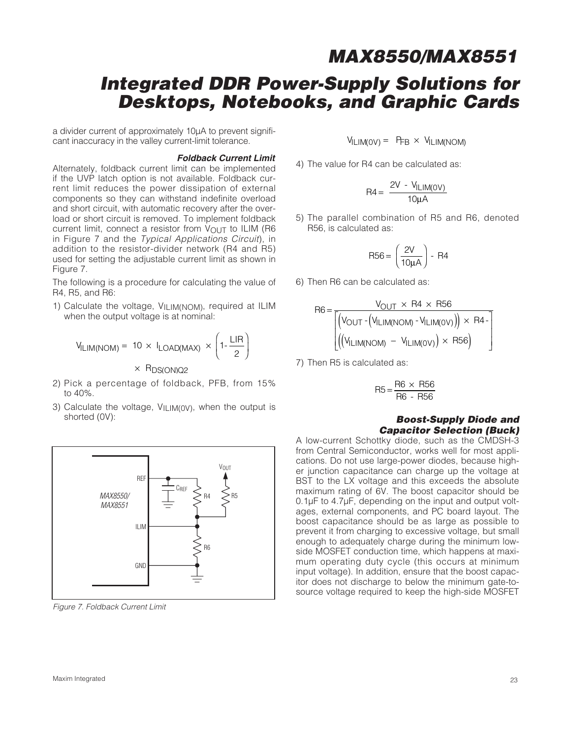a divider current of approximately 10µA to prevent significant inaccuracy in the valley current-limit tolerance.

### *Foldback Current Limit*

Alternately, foldback current limit can be implemented if the UVP latch option is not available. Foldback current limit reduces the power dissipation of external components so they can withstand indefinite overload and short circuit, with automatic recovery after the overload or short circuit is removed. To implement foldback current limit, connect a resistor from $V_{OUT}$ to ILIM (R6 in Figure 7 and the *Typical Applications Circuit*), in addition to the resistor-divider network (R4 and R5) used for setting the adjustable current limit as shown in Figure 7.

The following is a procedure for calculating the value of R4, R5, and R6:

1) Calculate the voltage, $V_{ILIM(NOM)}$, required at ILIM when the output voltage is at nominal:

$$V_{ILIM(NOM)} = 10 \times I_{LOAD(MAX)} \times \left(1 - \frac{LIR}{2}\right) \times R_{DS(ON)Q2}$$

2) Pick a percentage of foldback, PFB, from 15% to 40%.

3) Calculate the voltage, $V_{ILIM(0V)}$, when the output is shorted (0V):

$$V_{ILIM(0V)} = P_{FB} \times V_{ILIM(NOM)}$$

4) The value for R4 can be calculated as:

$$R4 = \frac{2V - V_{ILIM(0V)}}{10\mu A}$$

5) The parallel combination of R5 and R6, denoted R56, is calculated as:

$$R56 = \left(\frac{2V}{10\mu A}\right) - R4$$

6) Then R6 can be calculated as:

$$R6 = \frac{V_{OUT} \times R4 \times R56}{\left[\left(V_{OUT} - \left(V_{ILIM(NOM)} - V_{ILIM(0V)}\right)\right) \times R4 - \left(\left(V_{ILIM(NOM)} - V_{ILIM(0V)}\right) \times R56\right)\right]}$$

7) Then R5 is calculated as:

$$R5 = \frac{R6 \times R56}{R6 - R56}$$

Figure 7. Foldback Current Limit

### *Boost-Supply Diode and Capacitor Selection (Buck)*

A low-current Schottky diode, such as the CMDSH-3 from Central Semiconductor, works well for most applications. Do not use large-power diodes, because higher junction capacitance can charge up the voltage at BST to the LX voltage and this exceeds the absolute maximum rating of 6V. The boost capacitor should be 0.1µF to 4.7µF, depending on the input and output voltages, external components, and PC board layout. The boost capacitance should be as large as possible to prevent it from charging to excessive voltage, but small enough to adequately charge during the minimum low-side MOSFET conduction time, which happens at maximum operating duty cycle (this occurs at minimum input voltage). In addition, ensure that the boost capacitor does not discharge to below the minimum gate-to-source voltage required to keep the high-side MOSFET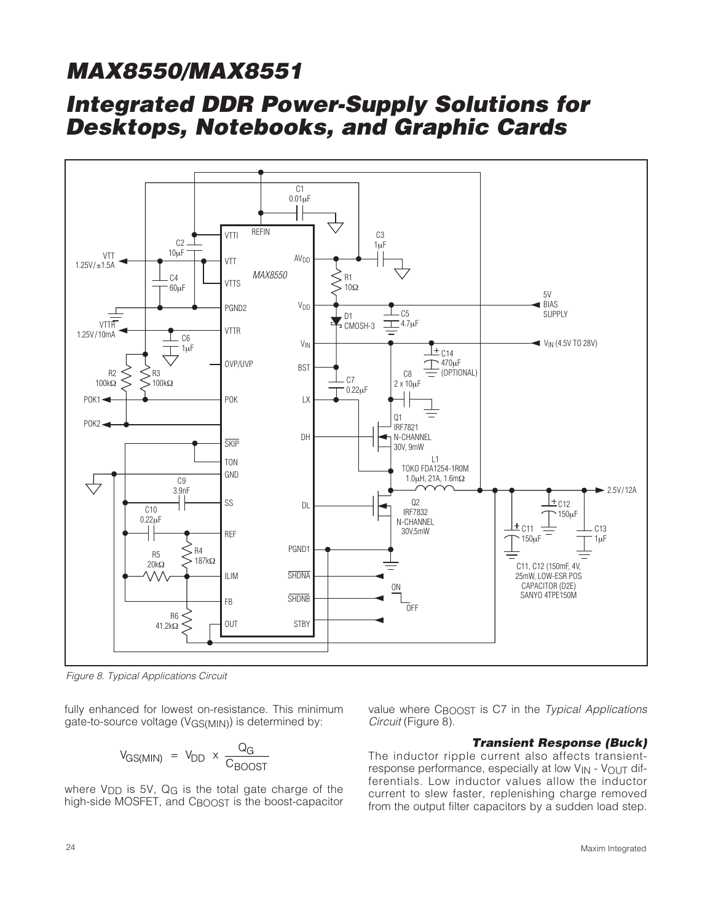Figure 8. Typical Applications Circuit

fully enhanced for lowest on-resistance. This minimum gate-to-source voltage ($V_{GS(MIN)}$) is determined by:

$$V_{GS(MIN)} = V_{DD} \times \frac{Q_G}{C_{BOOST}}$$

where $V_{DD}$ is 5V, $Q_G$ is the total gate charge of the high-side MOSFET, and $C_{BOOST}$ is the boost-capacitor value where $C_{BOOST}$ is C7 in the *Typical Applications Circuit* (Figure 8).

### Transient Response (Buck)

The inductor ripple current also affects transient-response performance, especially at low $V_{IN}$ - $V_{OUT}$ differentials. Low inductor values allow the inductor current to slew faster, replenishing charge removed from the output filter capacitors by a sudden load step.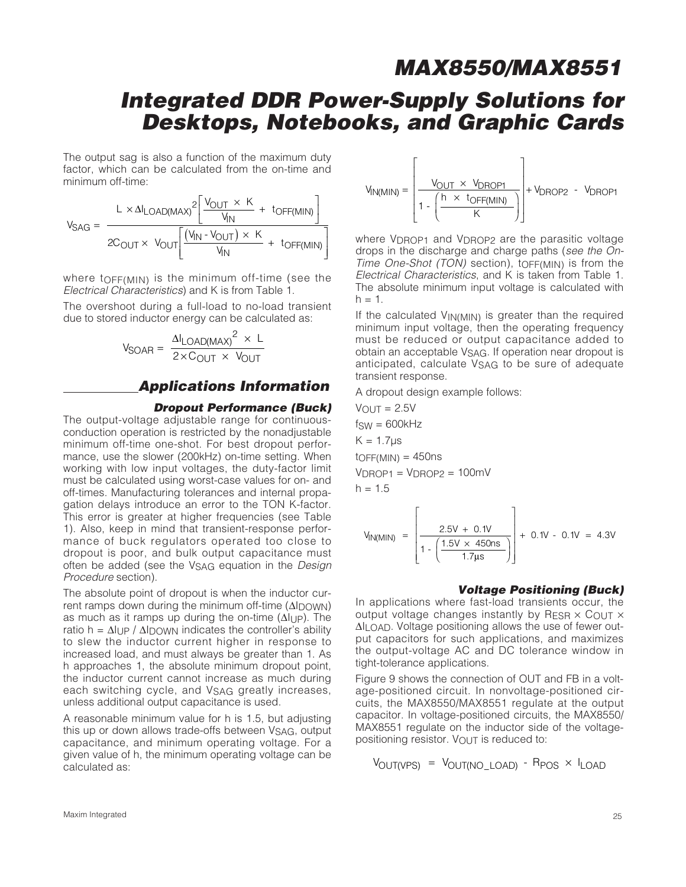The output sag is also a function of the maximum duty factor, which can be calculated from the on-time and minimum off-time:

$$V_{SAG} = \frac{L \times \Delta I_{LOAD(MAX)}^2 \left[ \frac{V_{OUT} \times K}{V_{IN}} + t_{OFF(MIN)} \right]}{2C_{OUT} \times V_{OUT} \left[ \frac{(V_{IN} - V_{OUT}) \times K}{V_{IN}} + t_{OFF(MIN)} \right]}$$

where $t_{OFF(MIN)}$ is the minimum off-time (see the *Electrical Characteristics*) and K is from Table 1.

The overshoot during a full-load to no-load transient due to stored inductor energy can be calculated as:

$$V_{SOAR} = \frac{\Delta I_{LOAD(MAX)}^2 \times L}{2 \times C_{OUT} \times V_{OUT}}$$

## Applications Information

### Dropout Performance (Buck)

The output-voltage adjustable range for continuous-conduction operation is restricted by the nonadjustable minimum off-time one-shot. For best dropout performance, use the slower (200kHz) on-time setting. When working with low input voltages, the duty-factor limit must be calculated using worst-case values for on- and off-times. Manufacturing tolerances and internal propagation delays introduce an error to the TON K-factor. This error is greater at higher frequencies (see Table 1). Also, keep in mind that transient-response performance of buck regulators operated too close to dropout is poor, and bulk output capacitance must often be added (see the $V_{SAG}$ equation in the *Design Procedure* section).

The absolute point of dropout is when the inductor current ramps down during the minimum off-time ($\Delta I_{DOWN}$) as much as it ramps up during the on-time ($\Delta I_{UP}$). The ratio $h = \Delta I_{UP} / \Delta I_{DOWN}$ indicates the controller's ability to slew the inductor current higher in response to increased load, and must always be greater than 1. As h approaches 1, the absolute minimum dropout point, the inductor current cannot increase as much during each switching cycle, and $V_{SAG}$ greatly increases, unless additional output capacitance is used.

A reasonable minimum value for h is 1.5, but adjusting this up or down allows trade-offs between $V_{SAG}$, output capacitance, and minimum operating voltage. For a given value of h, the minimum operating voltage can be calculated as:

$$V_{IN(MIN)} = \left[ \frac{V_{OUT} \times V_{DROP1}}{1 - \left( \frac{h \times t_{OFF(MIN)}}{K} \right)} \right] + V_{DROP2} - V_{DROP1}$$

where $V_{DROP1}$ and $V_{DROP2}$ are the parasitic voltage drops in the discharge and charge paths (*see the On-Time One-Shot (TON)* section), $t_{OFF(MIN)}$ is from the *Electrical Characteristics*, and K is taken from Table 1. The absolute minimum input voltage is calculated with h = 1.

If the calculated $V_{IN(MIN)}$ is greater than the required minimum input voltage, then the operating frequency must be reduced or output capacitance added to obtain an acceptable $V_{SAG}$. If operation near dropout is anticipated, calculate $V_{SAG}$ to be sure of adequate transient response.

A dropout design example follows:

$V_{OUT}$ = 2.5V

$f_{SW}$ = 600kHz

K = 1.7µs

$t_{OFF(MIN)}$ = 450ns

$V_{DROP1} = V_{DROP2}$ = 100mV

h = 1.5

$$V_{IN(MIN)} = \left[ \frac{2.5V + 0.1V}{1 - \left( \frac{1.5V \times 450ns}{1.7\mu s} \right)} \right] + 0.1V - 0.1V = 4.3V$$

### Voltage Positioning (Buck)

In applications where fast-load transients occur, the output voltage changes instantly by $R_{ESR} \times C_{OUT} \times \Delta I_{LOAD}$. Voltage positioning allows the use of fewer output capacitors for such applications, and maximizes the output-voltage AC and DC tolerance window in tight-tolerance applications.

Figure 9 shows the connection of OUT and FB in a voltage-positioned circuit. In nonvoltage-positioned circuits, the MAX8550/MAX8551 regulate at the output capacitor. In voltage-positioned circuits, the MAX8550/MAX8551 regulate on the inductor side of the voltage-positioning resistor. $V_{OUT}$ is reduced to:

$$V_{OUT(VPS)} = V_{OUT(NO\_LOAD)} - R_{POS} \times I_{LOAD}$$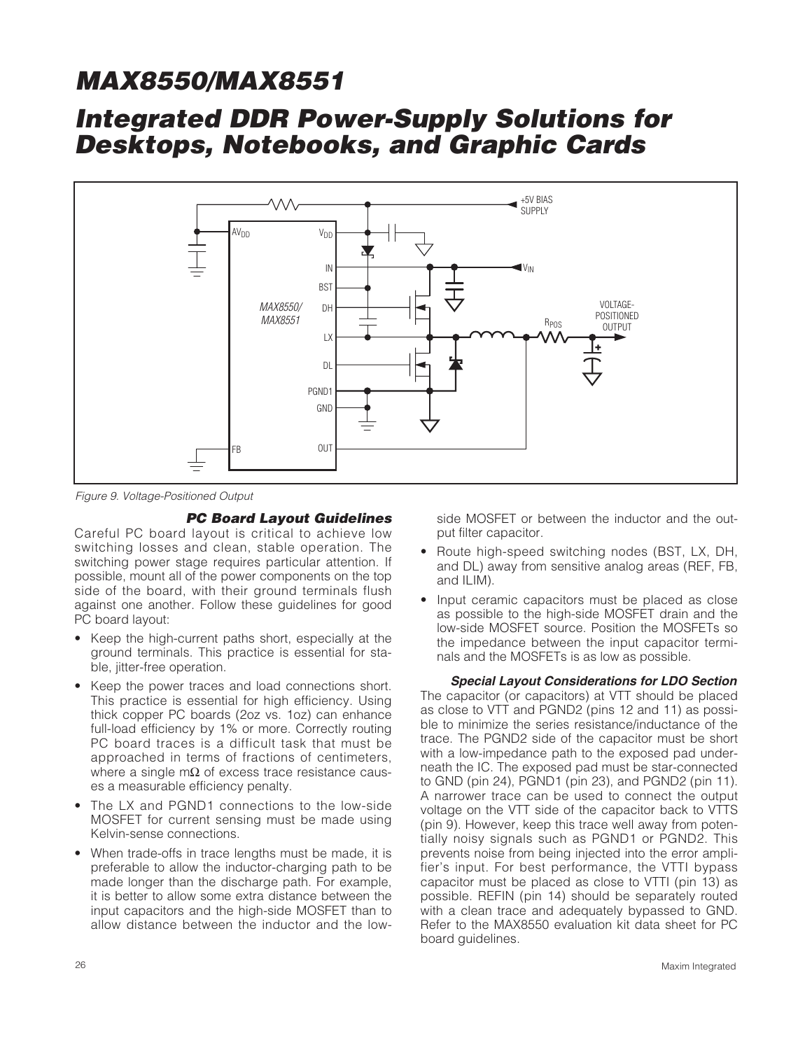Figure 9. Voltage-Positioned Output

### PC Board Layout Guidelines

Careful PC board layout is critical to achieve low switching losses and clean, stable operation. The switching power stage requires particular attention. If possible, mount all of the power components on the top side of the board, with their ground terminals flush against one another. Follow these guidelines for good PC board layout:

- Keep the high-current paths short, especially at the ground terminals. This practice is essential for stable, jitter-free operation.
- Keep the power traces and load connections short. This practice is essential for high efficiency. Using thick copper PC boards (2oz vs. 1oz) can enhance full-load efficiency by 1% or more. Correctly routing PC board traces is a difficult task that must be approached in terms of fractions of centimeters, where a single mΩ of excess trace resistance causes a measurable efficiency penalty.
- The LX and PGND1 connections to the low-side MOSFET for current sensing must be made using Kelvin-sense connections.
- When trade-offs in trace lengths must be made, it is preferable to allow the inductor-charging path to be made longer than the discharge path. For example, it is better to allow some extra distance between the input capacitors and the high-side MOSFET than to allow distance between the inductor and the low-side MOSFET or between the inductor and the output filter capacitor.
- Route high-speed switching nodes (BST, LX, DH, and DL) away from sensitive analog areas (REF, FB, and ILIM).
- Input ceramic capacitors must be placed as close as possible to the high-side MOSFET drain and the low-side MOSFET source. Position the MOSFETs so the impedance between the input capacitor terminals and the MOSFETs is as low as possible.

### Special Layout Considerations for LDO Section

The capacitor (or capacitors) at VTT should be placed as close to VTT and PGND2 (pins 12 and 11) as possible to minimize the series resistance/inductance of the trace. The PGND2 side of the capacitor must be short with a low-impedance path to the exposed pad underneath the IC. The exposed pad must be star-connected to GND (pin 24), PGND1 (pin 23), and PGND2 (pin 11). A narrower trace can be used to connect the output voltage on the VTT side of the capacitor back to VTTS (pin 9). However, keep this trace well away from potentially noisy signals such as PGND1 or PGND2. This prevents noise from being injected into the error amplifier's input. For best performance, the VTTI bypass capacitor must be placed as close to VTTI (pin 13) as possible. REFIN (pin 14) should be separately routed with a clean trace and adequately bypassed to GND. Refer to the MAX8550 evaluation kit data sheet for PC board guidelines.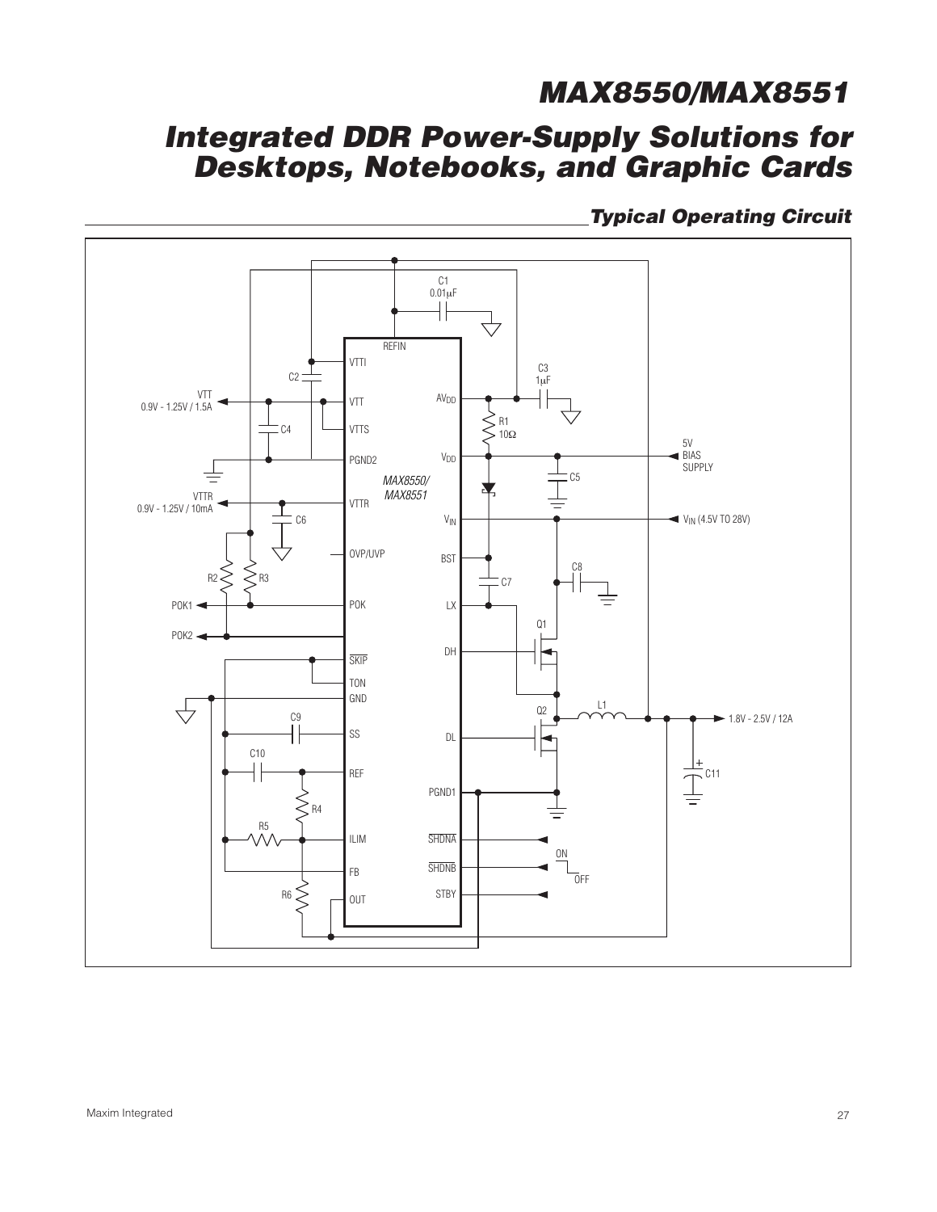## Typical Operating Circuit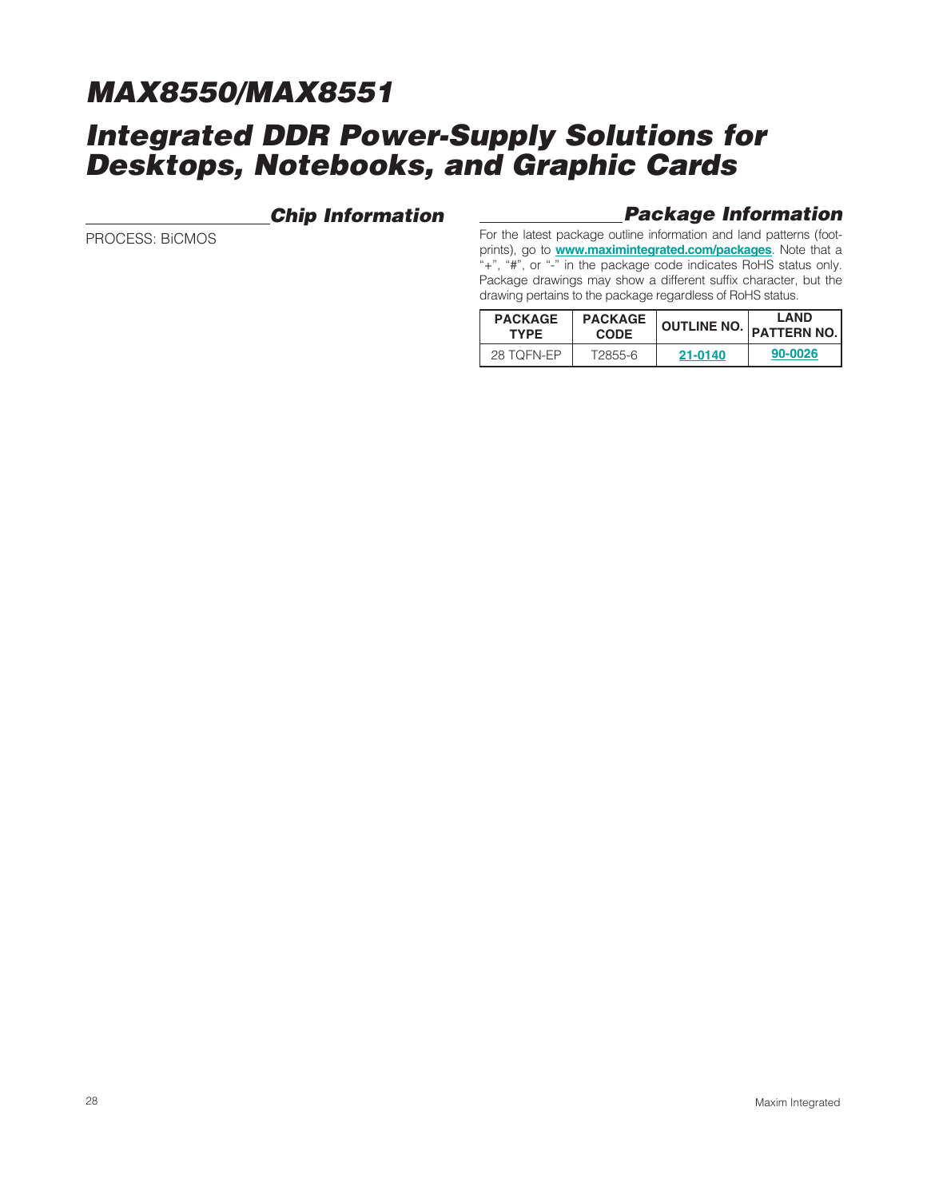## Chip Information

PROCESS: BiCMOS

## Package Information

For the latest package outline information and land patterns (footprints), go to **www.maximintegrated.com/packages**. Note that a "+", "#", or "-" in the package code indicates RoHS status only. Package drawings may show a different suffix character, but the drawing pertains to the package regardless of RoHS status.

| PACKAGE TYPE | PACKAGE CODE | OUTLINE NO. | LAND PATTERN NO. |
|---|---|---|---|
| 28 TQFN-EP | T2855-6 | **21-0140** | **90-0026** |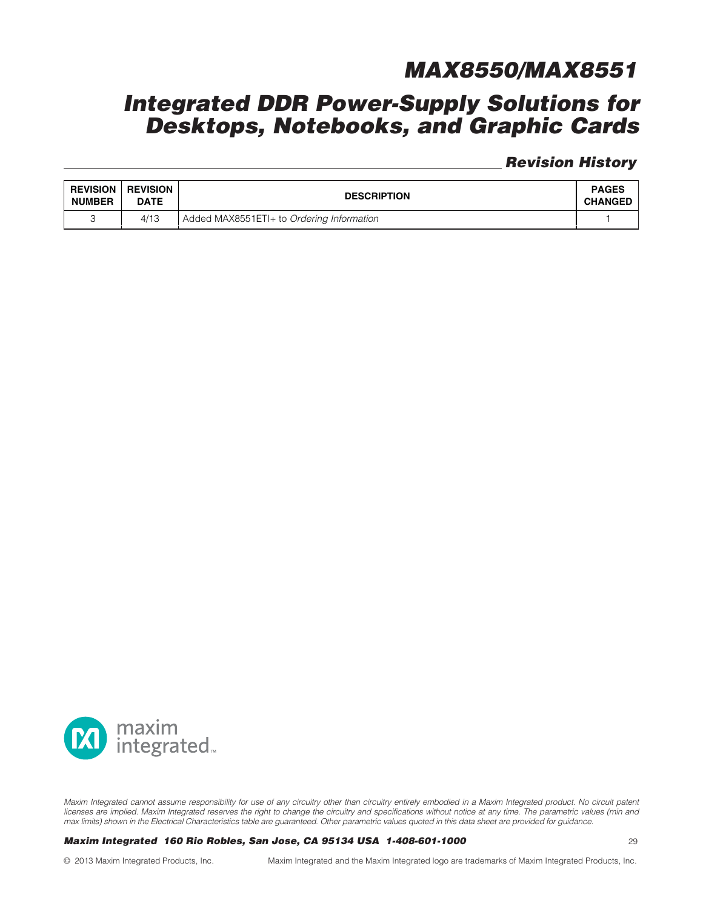## Revision History

| REVISION NUMBER | REVISION DATE | DESCRIPTION | PAGES CHANGED |
|---|---|---|---|
| 3 | 4/13 | Added MAX8551ETI+ to *Ordering Information* | 1 |

*Maxim Integrated cannot assume responsibility for use of any circuitry other than circuitry entirely embodied in a Maxim Integrated product. No circuit patent licenses are implied. Maxim Integrated reserves the right to change the circuitry and specifications without notice at any time. The parametric values (min and max limits) shown in the Electrical Characteristics table are guaranteed. Other parametric values quoted in this data sheet are provided for guidance.*

***Maxim Integrated 160 Rio Robles, San Jose, CA 95134 USA 1-408-601-1000***

© 2013 Maxim Integrated Products, Inc. Maxim Integrated and the Maxim Integrated logo are trademarks of Maxim Integrated Products, Inc.